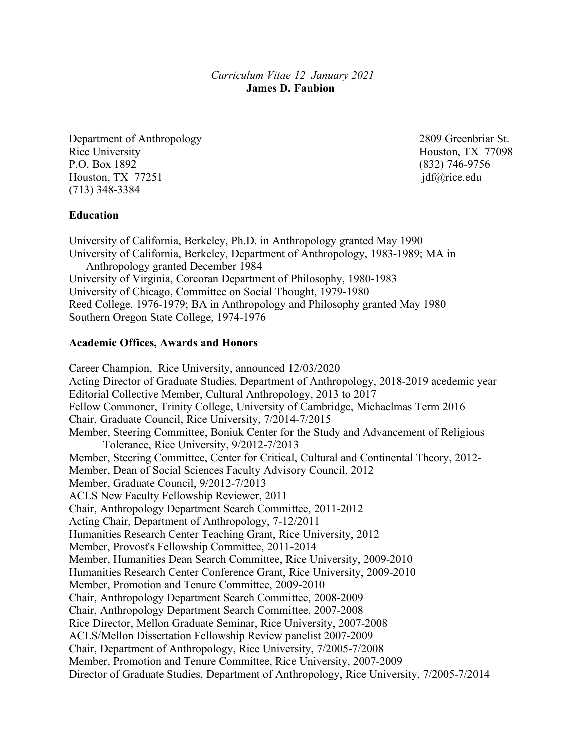*Curriculum Vitae 12 January 2021*
**James D. Faubion**

Department of Anthropology
Rice University
P.O. Box 1892
Houston, TX 77251
(713) 348-3384

2809 Greenbriar St.
Houston, TX 77098
(832) 746-9756
jdf@rice.edu

**Education**

University of California, Berkeley, Ph.D. in Anthropology granted May 1990
University of California, Berkeley, Department of Anthropology, 1983-1989; MA in Anthropology granted December 1984
University of Virginia, Corcoran Department of Philosophy, 1980-1983
University of Chicago, Committee on Social Thought, 1979-1980
Reed College, 1976-1979; BA in Anthropology and Philosophy granted May 1980
Southern Oregon State College, 1974-1976

**Academic Offices, Awards and Honors**

Career Champion, Rice University, announced 12/03/2020
Acting Director of Graduate Studies, Department of Anthropology, 2018-2019 acedemic year
Editorial Collective Member, Cultural Anthropology, 2013 to 2017
Fellow Commoner, Trinity College, University of Cambridge, Michaelmas Term 2016
Chair, Graduate Council, Rice University, 7/2014-7/2015
Member, Steering Committee, Boniuk Center for the Study and Advancement of Religious Tolerance, Rice University, 9/2012-7/2013
Member, Steering Committee, Center for Critical, Cultural and Continental Theory, 2012-
Member, Dean of Social Sciences Faculty Advisory Council, 2012
Member, Graduate Council, 9/2012-7/2013
ACLS New Faculty Fellowship Reviewer, 2011
Chair, Anthropology Department Search Committee, 2011-2012
Acting Chair, Department of Anthropology, 7-12/2011
Humanities Research Center Teaching Grant, Rice University, 2012
Member, Provost's Fellowship Committee, 2011-2014
Member, Humanities Dean Search Committee, Rice University, 2009-2010
Humanities Research Center Conference Grant, Rice University, 2009-2010
Member, Promotion and Tenure Committee, 2009-2010
Chair, Anthropology Department Search Committee, 2008-2009
Chair, Anthropology Department Search Committee, 2007-2008
Rice Director, Mellon Graduate Seminar, Rice University, 2007-2008
ACLS/Mellon Dissertation Fellowship Review panelist 2007-2009
Chair, Department of Anthropology, Rice University, 7/2005-7/2008
Member, Promotion and Tenure Committee, Rice University, 2007-2009
Director of Graduate Studies, Department of Anthropology, Rice University, 7/2005-7/2014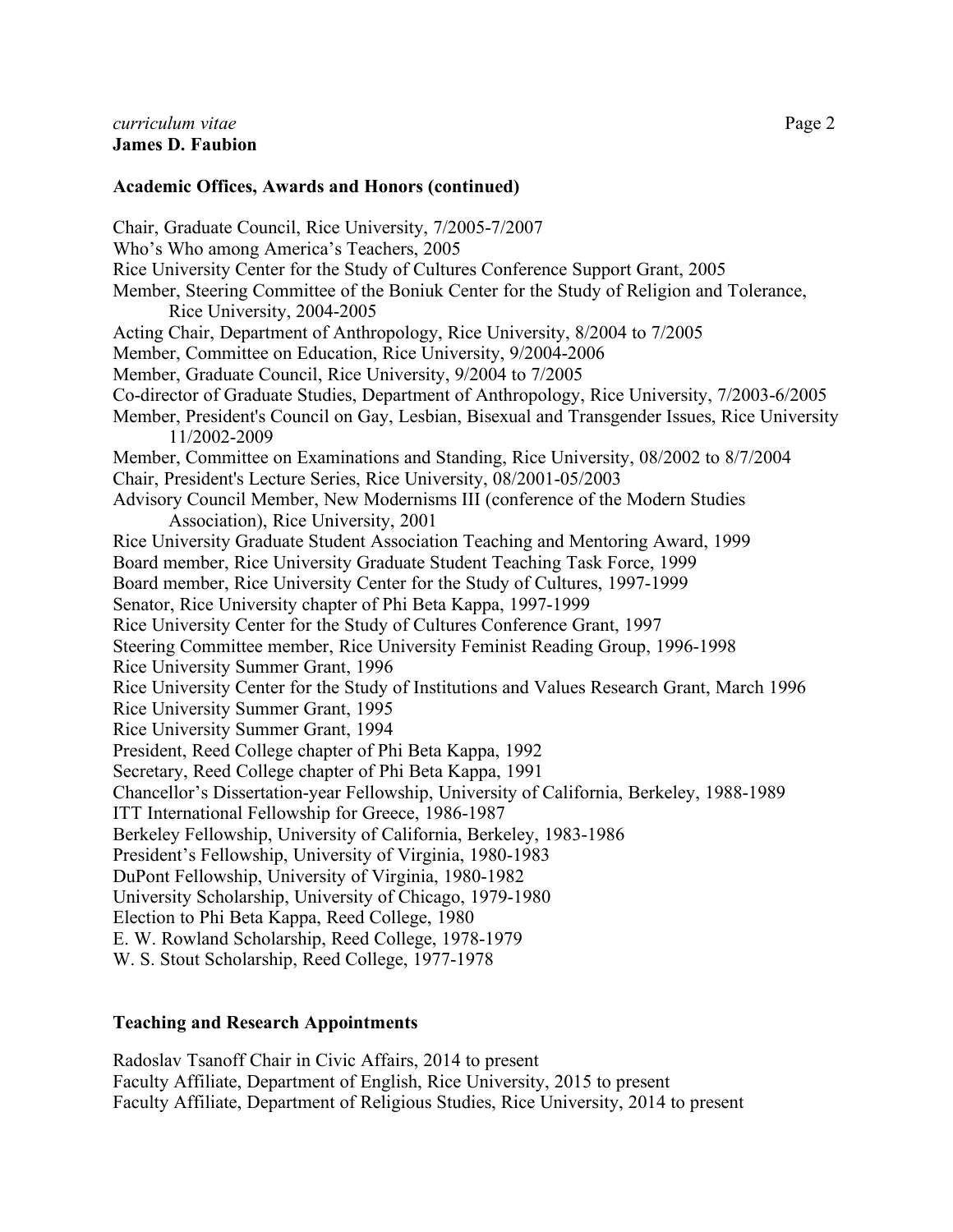## Academic Offices, Awards and Honors (continued)

Chair, Graduate Council, Rice University, 7/2005-7/2007
Who's Who among America's Teachers, 2005
Rice University Center for the Study of Cultures Conference Support Grant, 2005
Member, Steering Committee of the Boniuk Center for the Study of Religion and Tolerance, Rice University, 2004-2005
Acting Chair, Department of Anthropology, Rice University, 8/2004 to 7/2005
Member, Committee on Education, Rice University, 9/2004-2006
Member, Graduate Council, Rice University, 9/2004 to 7/2005
Co-director of Graduate Studies, Department of Anthropology, Rice University, 7/2003-6/2005
Member, President's Council on Gay, Lesbian, Bisexual and Transgender Issues, Rice University 11/2002-2009
Member, Committee on Examinations and Standing, Rice University, 08/2002 to 8/7/2004
Chair, President's Lecture Series, Rice University, 08/2001-05/2003
Advisory Council Member, New Modernisms III (conference of the Modern Studies Association), Rice University, 2001
Rice University Graduate Student Association Teaching and Mentoring Award, 1999
Board member, Rice University Graduate Student Teaching Task Force, 1999
Board member, Rice University Center for the Study of Cultures, 1997-1999
Senator, Rice University chapter of Phi Beta Kappa, 1997-1999
Rice University Center for the Study of Cultures Conference Grant, 1997
Steering Committee member, Rice University Feminist Reading Group, 1996-1998
Rice University Summer Grant, 1996
Rice University Center for the Study of Institutions and Values Research Grant, March 1996
Rice University Summer Grant, 1995
Rice University Summer Grant, 1994
President, Reed College chapter of Phi Beta Kappa, 1992
Secretary, Reed College chapter of Phi Beta Kappa, 1991
Chancellor's Dissertation-year Fellowship, University of California, Berkeley, 1988-1989
ITT International Fellowship for Greece, 1986-1987
Berkeley Fellowship, University of California, Berkeley, 1983-1986
President's Fellowship, University of Virginia, 1980-1983
DuPont Fellowship, University of Virginia, 1980-1982
University Scholarship, University of Chicago, 1979-1980
Election to Phi Beta Kappa, Reed College, 1980
E. W. Rowland Scholarship, Reed College, 1978-1979
W. S. Stout Scholarship, Reed College, 1977-1978

## Teaching and Research Appointments

Radoslav Tsanoff Chair in Civic Affairs, 2014 to present
Faculty Affiliate, Department of English, Rice University, 2015 to present
Faculty Affiliate, Department of Religious Studies, Rice University, 2014 to present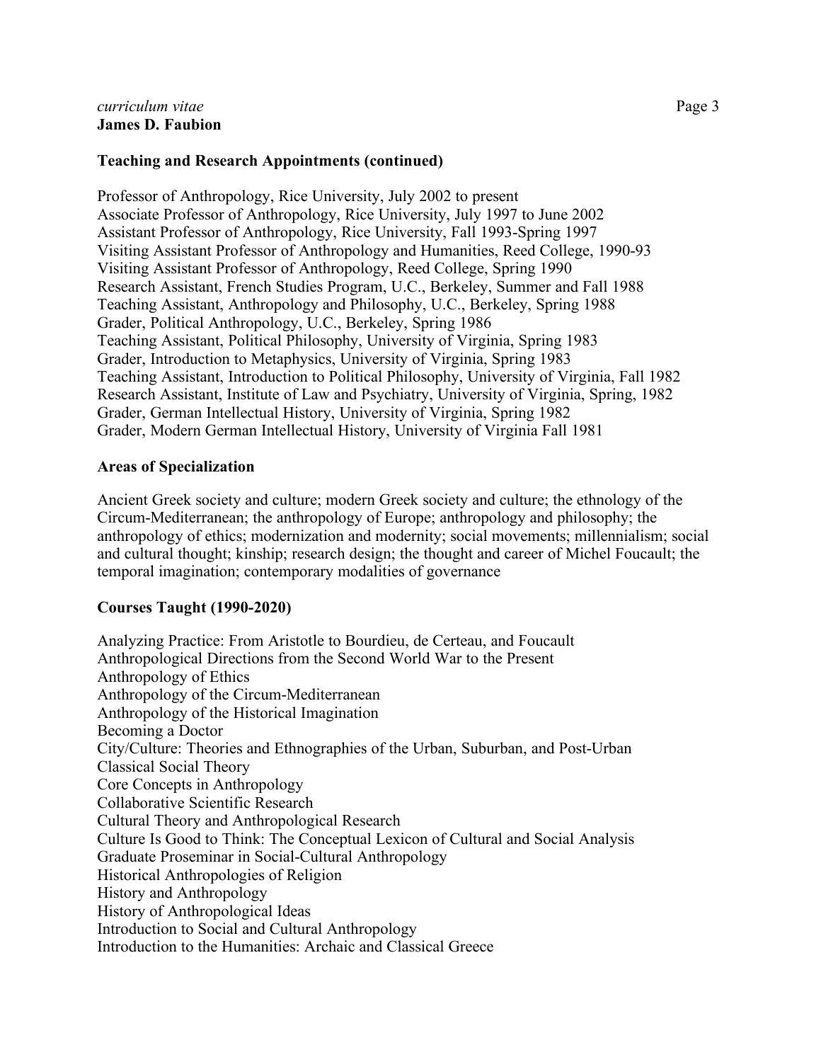## Teaching and Research Appointments (continued)

Professor of Anthropology, Rice University, July 2002 to present
Associate Professor of Anthropology, Rice University, July 1997 to June 2002
Assistant Professor of Anthropology, Rice University, Fall 1993-Spring 1997
Visiting Assistant Professor of Anthropology and Humanities, Reed College, 1990-93
Visiting Assistant Professor of Anthropology, Reed College, Spring 1990
Research Assistant, French Studies Program, U.C., Berkeley, Summer and Fall 1988
Teaching Assistant, Anthropology and Philosophy, U.C., Berkeley, Spring 1988
Grader, Political Anthropology, U.C., Berkeley, Spring 1986
Teaching Assistant, Political Philosophy, University of Virginia, Spring 1983
Grader, Introduction to Metaphysics, University of Virginia, Spring 1983
Teaching Assistant, Introduction to Political Philosophy, University of Virginia, Fall 1982
Research Assistant, Institute of Law and Psychiatry, University of Virginia, Spring, 1982
Grader, German Intellectual History, University of Virginia, Spring 1982
Grader, Modern German Intellectual History, University of Virginia Fall 1981

## Areas of Specialization

Ancient Greek society and culture; modern Greek society and culture; the ethnology of the Circum-Mediterranean; the anthropology of Europe; anthropology and philosophy; the anthropology of ethics; modernization and modernity; social movements; millennialism; social and cultural thought; kinship; research design; the thought and career of Michel Foucault; the temporal imagination; contemporary modalities of governance

## Courses Taught (1990-2020)

Analyzing Practice: From Aristotle to Bourdieu, de Certeau, and Foucault
Anthropological Directions from the Second World War to the Present
Anthropology of Ethics
Anthropology of the Circum-Mediterranean
Anthropology of the Historical Imagination
Becoming a Doctor
City/Culture: Theories and Ethnographies of the Urban, Suburban, and Post-Urban
Classical Social Theory
Core Concepts in Anthropology
Collaborative Scientific Research
Cultural Theory and Anthropological Research
Culture Is Good to Think: The Conceptual Lexicon of Cultural and Social Analysis
Graduate Proseminar in Social-Cultural Anthropology
Historical Anthropologies of Religion
History and Anthropology
History of Anthropological Ideas
Introduction to Social and Cultural Anthropology
Introduction to the Humanities: Archaic and Classical Greece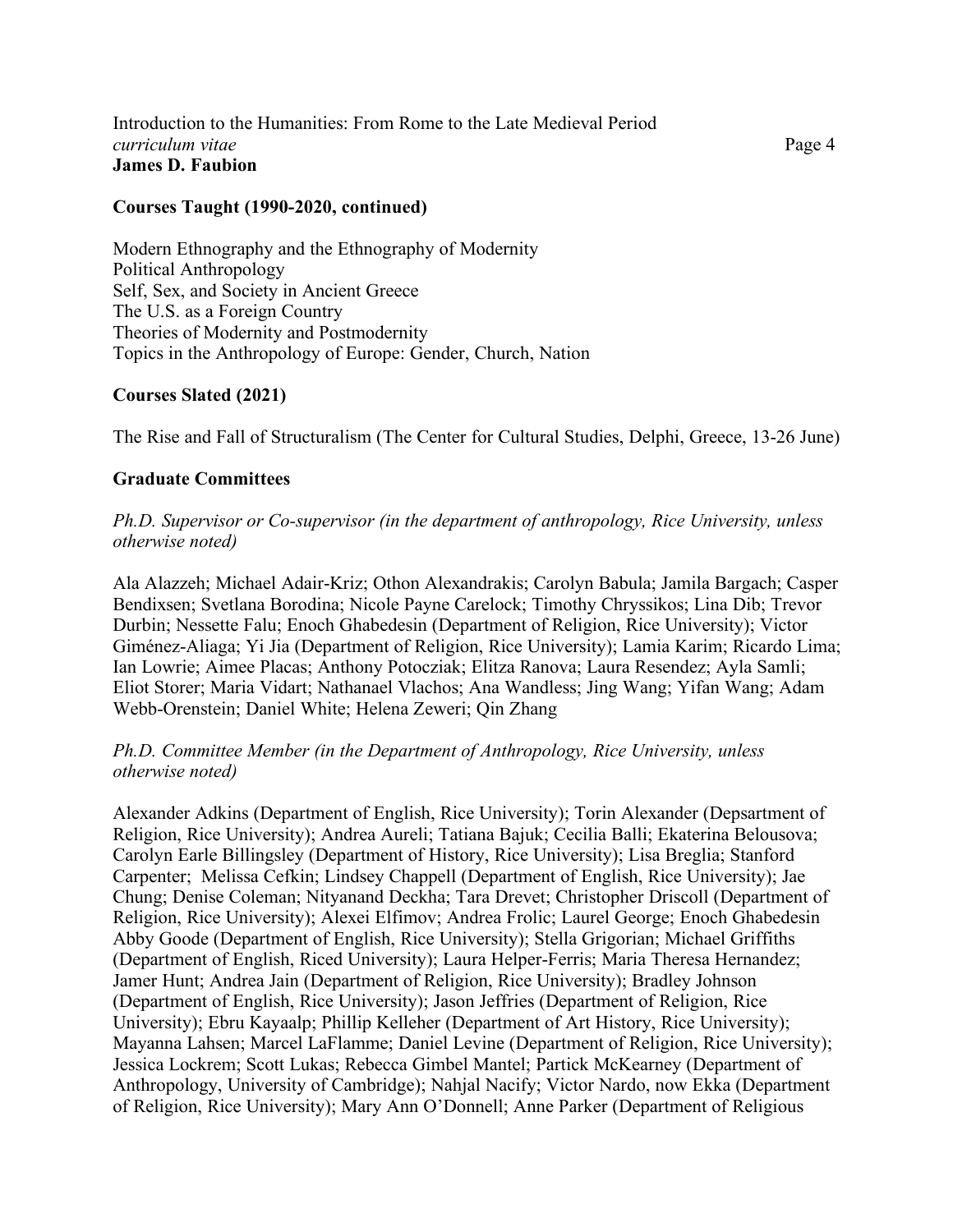## Courses Taught (1990-2020, continued)

Modern Ethnography and the Ethnography of Modernity
Political Anthropology
Self, Sex, and Society in Ancient Greece
The U.S. as a Foreign Country
Theories of Modernity and Postmodernity
Topics in the Anthropology of Europe: Gender, Church, Nation

## Courses Slated (2021)

The Rise and Fall of Structuralism (The Center for Cultural Studies, Delphi, Greece, 13-26 June)

## Graduate Committees

*Ph.D. Supervisor or Co-supervisor (in the department of anthropology, Rice University, unless otherwise noted)*

Ala Alazzeh; Michael Adair-Kriz; Othon Alexandrakis; Carolyn Babula; Jamila Bargach; Casper Bendixsen; Svetlana Borodina; Nicole Payne Carelock; Timothy Chryssikos; Lina Dib; Trevor Durbin; Nessette Falu; Enoch Ghabedesin (Department of Religion, Rice University); Victor Giménez-Aliaga; Yi Jia (Department of Religion, Rice University); Lamia Karim; Ricardo Lima; Ian Lowrie; Aimee Placas; Anthony Potocziak; Elitza Ranova; Laura Resendez; Ayla Samli; Eliot Storer; Maria Vidart; Nathanael Vlachos; Ana Wandless; Jing Wang; Yifan Wang; Adam Webb-Orenstein; Daniel White; Helena Zeweri; Qin Zhang

*Ph.D. Committee Member (in the Department of Anthropology, Rice University, unless otherwise noted)*

Alexander Adkins (Department of English, Rice University); Torin Alexander (Depsartment of Religion, Rice University); Andrea Aureli; Tatiana Bajuk; Cecilia Balli; Ekaterina Belousova; Carolyn Earle Billingsley (Department of History, Rice University); Lisa Breglia; Stanford Carpenter; Melissa Cefkin; Lindsey Chappell (Department of English, Rice University); Jae Chung; Denise Coleman; Nityanand Deckha; Tara Drevet; Christopher Driscoll (Department of Religion, Rice University); Alexei Elfimov; Andrea Frolic; Laurel George; Enoch Ghabedesin Abby Goode (Department of English, Rice University); Stella Grigorian; Michael Griffiths (Department of English, Riced University); Laura Helper-Ferris; Maria Theresa Hernandez; Jamer Hunt; Andrea Jain (Department of Religion, Rice University); Bradley Johnson (Department of English, Rice University); Jason Jeffries (Department of Religion, Rice University); Ebru Kayaalp; Phillip Kelleher (Department of Art History, Rice University); Mayanna Lahsen; Marcel LaFlamme; Daniel Levine (Department of Religion, Rice University); Jessica Lockrem; Scott Lukas; Rebecca Gimbel Mantel; Partick McKearney (Department of Anthropology, University of Cambridge); Nahjal Nacify; Victor Nardo, now Ekka (Department of Religion, Rice University); Mary Ann O'Donnell; Anne Parker (Department of Religious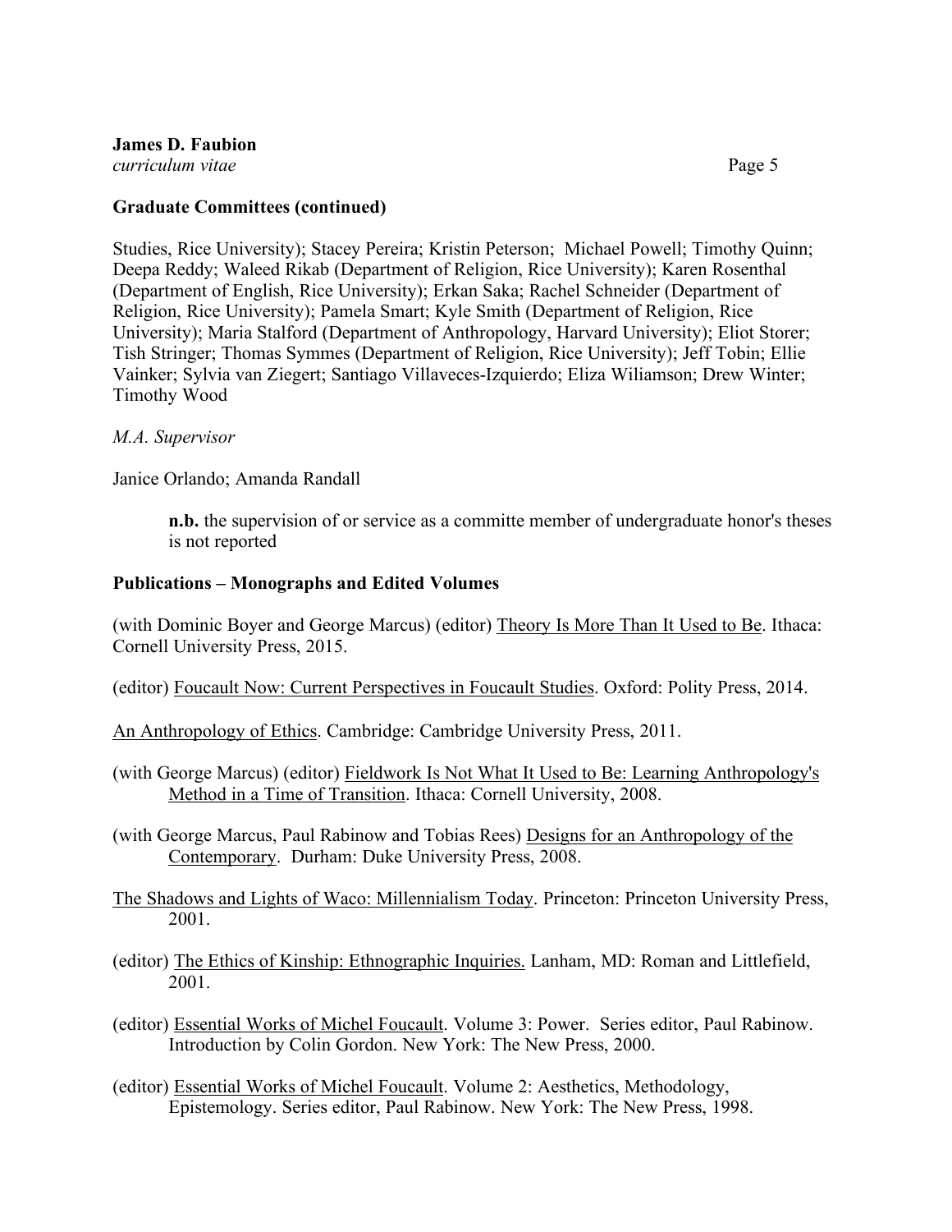## Graduate Committees (continued)

Studies, Rice University); Stacey Pereira; Kristin Peterson; Michael Powell; Timothy Quinn; Deepa Reddy; Waleed Rikab (Department of Religion, Rice University); Karen Rosenthal (Department of English, Rice University); Erkan Saka; Rachel Schneider (Department of Religion, Rice University); Pamela Smart; Kyle Smith (Department of Religion, Rice University); Maria Stalford (Department of Anthropology, Harvard University); Eliot Storer; Tish Stringer; Thomas Symmes (Department of Religion, Rice University); Jeff Tobin; Ellie Vainker; Sylvia van Ziegert; Santiago Villaveces-Izquierdo; Eliza Wiliamson; Drew Winter; Timothy Wood

*M.A. Supervisor*

Janice Orlando; Amanda Randall

> **n.b.** the supervision of or service as a committe member of undergraduate honor's theses is not reported

## Publications – Monographs and Edited Volumes

(with Dominic Boyer and George Marcus) (editor) Theory Is More Than It Used to Be. Ithaca: Cornell University Press, 2015.

(editor) Foucault Now: Current Perspectives in Foucault Studies. Oxford: Polity Press, 2014.

An Anthropology of Ethics. Cambridge: Cambridge University Press, 2011.

(with George Marcus) (editor) Fieldwork Is Not What It Used to Be: Learning Anthropology's Method in a Time of Transition. Ithaca: Cornell University, 2008.

(with George Marcus, Paul Rabinow and Tobias Rees) Designs for an Anthropology of the Contemporary. Durham: Duke University Press, 2008.

The Shadows and Lights of Waco: Millennialism Today. Princeton: Princeton University Press, 2001.

(editor) The Ethics of Kinship: Ethnographic Inquiries. Lanham, MD: Roman and Littlefield, 2001.

(editor) Essential Works of Michel Foucault. Volume 3: Power. Series editor, Paul Rabinow. Introduction by Colin Gordon. New York: The New Press, 2000.

(editor) Essential Works of Michel Foucault. Volume 2: Aesthetics, Methodology, Epistemology. Series editor, Paul Rabinow. New York: The New Press, 1998.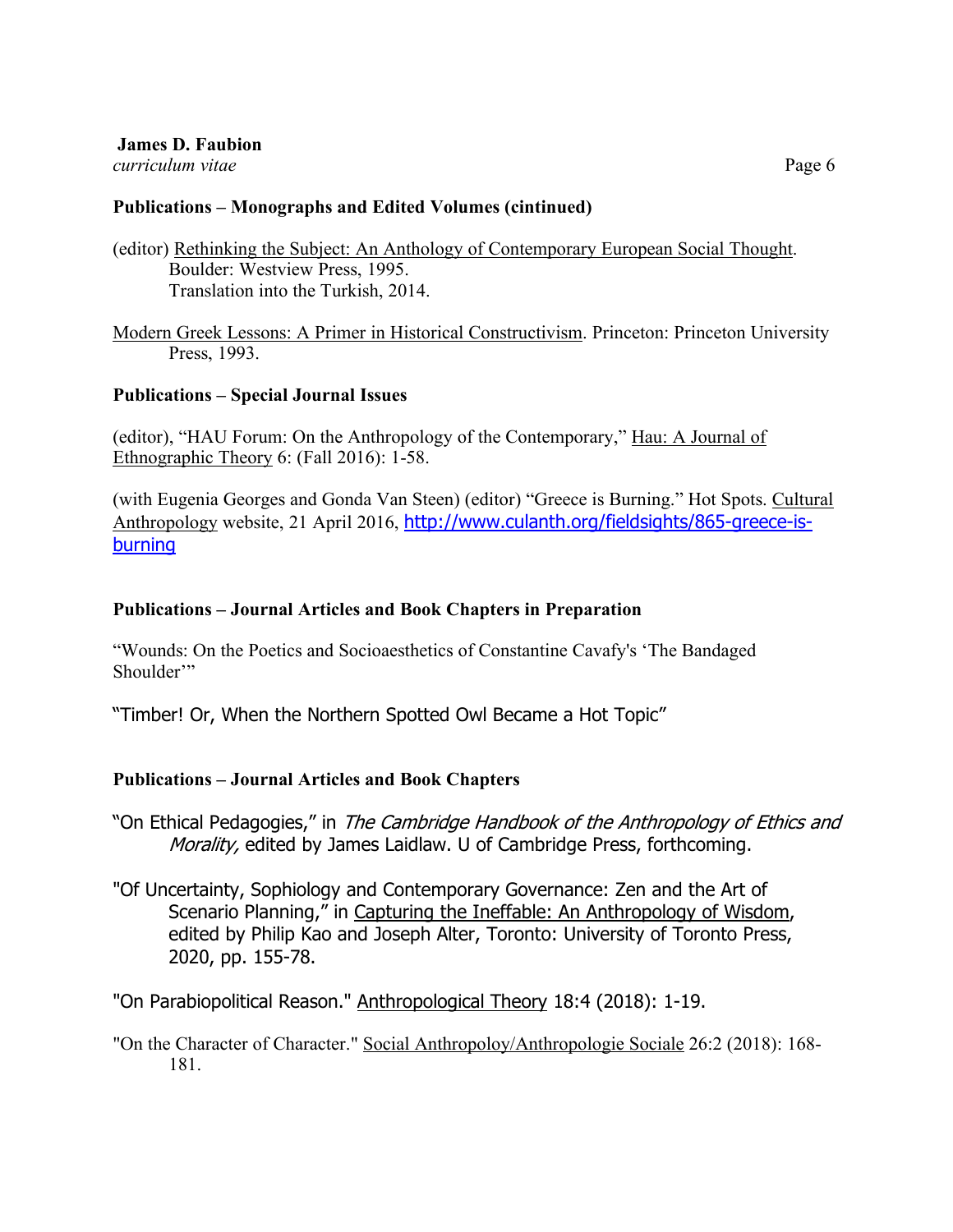### Publications – Monographs and Edited Volumes (cintinued)

(editor) Rethinking the Subject: An Anthology of Contemporary European Social Thought. Boulder: Westview Press, 1995.
Translation into the Turkish, 2014.

Modern Greek Lessons: A Primer in Historical Constructivism. Princeton: Princeton University Press, 1993.

### Publications – Special Journal Issues

(editor), "HAU Forum: On the Anthropology of the Contemporary," Hau: A Journal of Ethnographic Theory 6: (Fall 2016): 1-58.

(with Eugenia Georges and Gonda Van Steen) (editor) "Greece is Burning." Hot Spots. Cultural Anthropology website, 21 April 2016, http://www.culanth.org/fieldsights/865-greece-is-burning

### Publications – Journal Articles and Book Chapters in Preparation

"Wounds: On the Poetics and Socioaesthetics of Constantine Cavafy's 'The Bandaged Shoulder'"

"Timber! Or, When the Northern Spotted Owl Became a Hot Topic"

### Publications – Journal Articles and Book Chapters

"On Ethical Pedagogies," in *The Cambridge Handbook of the Anthropology of Ethics and Morality,* edited by James Laidlaw. U of Cambridge Press, forthcoming.

"Of Uncertainty, Sophiology and Contemporary Governance: Zen and the Art of Scenario Planning," in Capturing the Ineffable: An Anthropology of Wisdom, edited by Philip Kao and Joseph Alter, Toronto: University of Toronto Press, 2020, pp. 155-78.

"On Parabiopolitical Reason." Anthropological Theory 18:4 (2018): 1-19.

"On the Character of Character." Social Anthropoloy/Anthropologie Sociale 26:2 (2018): 168-181.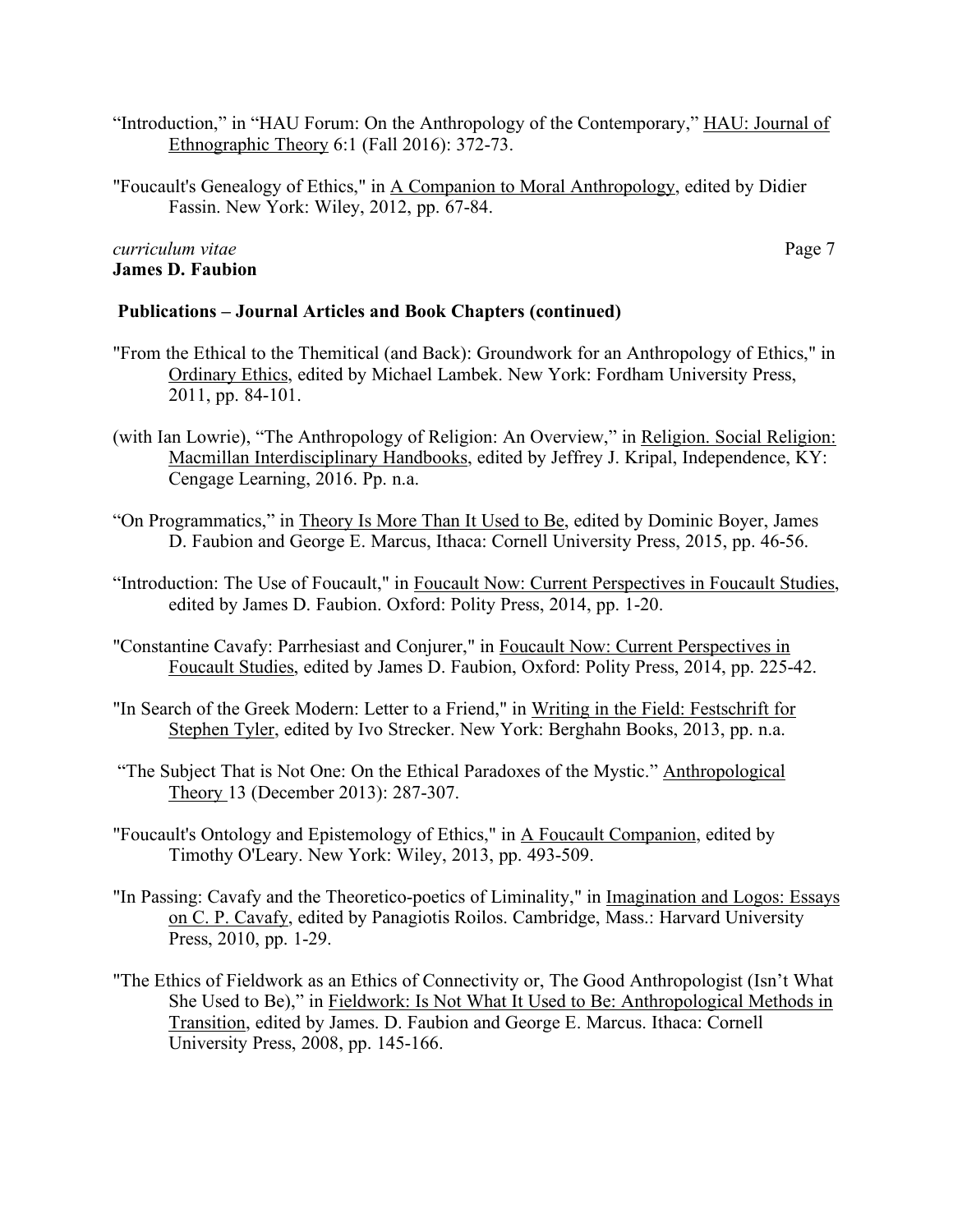"Introduction," in "HAU Forum: On the Anthropology of the Contemporary," HAU: Journal of Ethnographic Theory 6:1 (Fall 2016): 372-73.

"Foucault's Genealogy of Ethics," in A Companion to Moral Anthropology, edited by Didier Fassin. New York: Wiley, 2012, pp. 67-84.

**Publications – Journal Articles and Book Chapters (continued)**

"From the Ethical to the Themitical (and Back): Groundwork for an Anthropology of Ethics," in Ordinary Ethics, edited by Michael Lambek. New York: Fordham University Press, 2011, pp. 84-101.

(with Ian Lowrie), "The Anthropology of Religion: An Overview," in Religion. Social Religion: Macmillan Interdisciplinary Handbooks, edited by Jeffrey J. Kripal, Independence, KY: Cengage Learning, 2016. Pp. n.a.

"On Programmatics," in Theory Is More Than It Used to Be, edited by Dominic Boyer, James D. Faubion and George E. Marcus, Ithaca: Cornell University Press, 2015, pp. 46-56.

"Introduction: The Use of Foucault," in Foucault Now: Current Perspectives in Foucault Studies, edited by James D. Faubion. Oxford: Polity Press, 2014, pp. 1-20.

"Constantine Cavafy: Parrhesiast and Conjurer," in Foucault Now: Current Perspectives in Foucault Studies, edited by James D. Faubion, Oxford: Polity Press, 2014, pp. 225-42.

"In Search of the Greek Modern: Letter to a Friend," in Writing in the Field: Festschrift for Stephen Tyler, edited by Ivo Strecker. New York: Berghahn Books, 2013, pp. n.a.

"The Subject That is Not One: On the Ethical Paradoxes of the Mystic." Anthropological Theory 13 (December 2013): 287-307.

"Foucault's Ontology and Epistemology of Ethics," in A Foucault Companion, edited by Timothy O'Leary. New York: Wiley, 2013, pp. 493-509.

"In Passing: Cavafy and the Theoretico-poetics of Liminality," in Imagination and Logos: Essays on C. P. Cavafy, edited by Panagiotis Roilos. Cambridge, Mass.: Harvard University Press, 2010, pp. 1-29.

"The Ethics of Fieldwork as an Ethics of Connectivity or, The Good Anthropologist (Isn't What She Used to Be)," in Fieldwork: Is Not What It Used to Be: Anthropological Methods in Transition, edited by James. D. Faubion and George E. Marcus. Ithaca: Cornell University Press, 2008, pp. 145-166.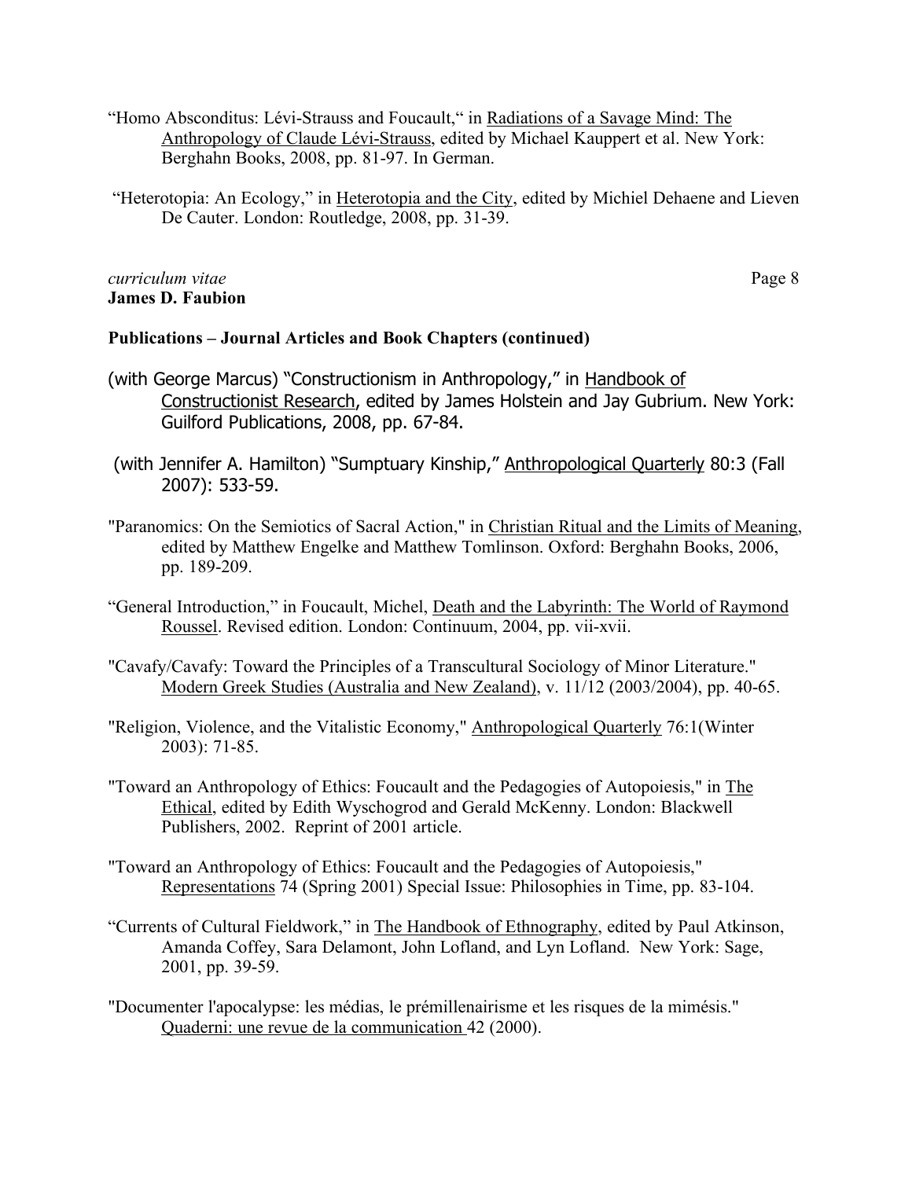“Homo Absconditus: Lévi-Strauss and Foucault,“ in Radiations of a Savage Mind: The Anthropology of Claude Lévi-Strauss, edited by Michael Kauppert et al. New York: Berghahn Books, 2008, pp. 81-97. In German.

“Heterotopia: An Ecology,” in Heterotopia and the City, edited by Michiel Dehaene and Lieven De Cauter. London: Routledge, 2008, pp. 31-39.

**Publications – Journal Articles and Book Chapters (continued)**

(with George Marcus) “Constructionism in Anthropology,” in Handbook of Constructionist Research, edited by James Holstein and Jay Gubrium. New York: Guilford Publications, 2008, pp. 67-84.

(with Jennifer A. Hamilton) “Sumptuary Kinship,” Anthropological Quarterly 80:3 (Fall 2007): 533-59.

"Paranomics: On the Semiotics of Sacral Action," in Christian Ritual and the Limits of Meaning, edited by Matthew Engelke and Matthew Tomlinson. Oxford: Berghahn Books, 2006, pp. 189-209.

“General Introduction,” in Foucault, Michel, Death and the Labyrinth: The World of Raymond Roussel. Revised edition. London: Continuum, 2004, pp. vii-xvii.

"Cavafy/Cavafy: Toward the Principles of a Transcultural Sociology of Minor Literature." Modern Greek Studies (Australia and New Zealand), v. 11/12 (2003/2004), pp. 40-65.

"Religion, Violence, and the Vitalistic Economy," Anthropological Quarterly 76:1(Winter 2003): 71-85.

"Toward an Anthropology of Ethics: Foucault and the Pedagogies of Autopoiesis," in The Ethical, edited by Edith Wyschogrod and Gerald McKenny. London: Blackwell Publishers, 2002. Reprint of 2001 article.

"Toward an Anthropology of Ethics: Foucault and the Pedagogies of Autopoiesis," Representations 74 (Spring 2001) Special Issue: Philosophies in Time, pp. 83-104.

“Currents of Cultural Fieldwork,” in The Handbook of Ethnography, edited by Paul Atkinson, Amanda Coffey, Sara Delamont, John Lofland, and Lyn Lofland. New York: Sage, 2001, pp. 39-59.

"Documenter l'apocalypse: les médias, le prémillenairisme et les risques de la mimésis." Quaderni: une revue de la communication 42 (2000).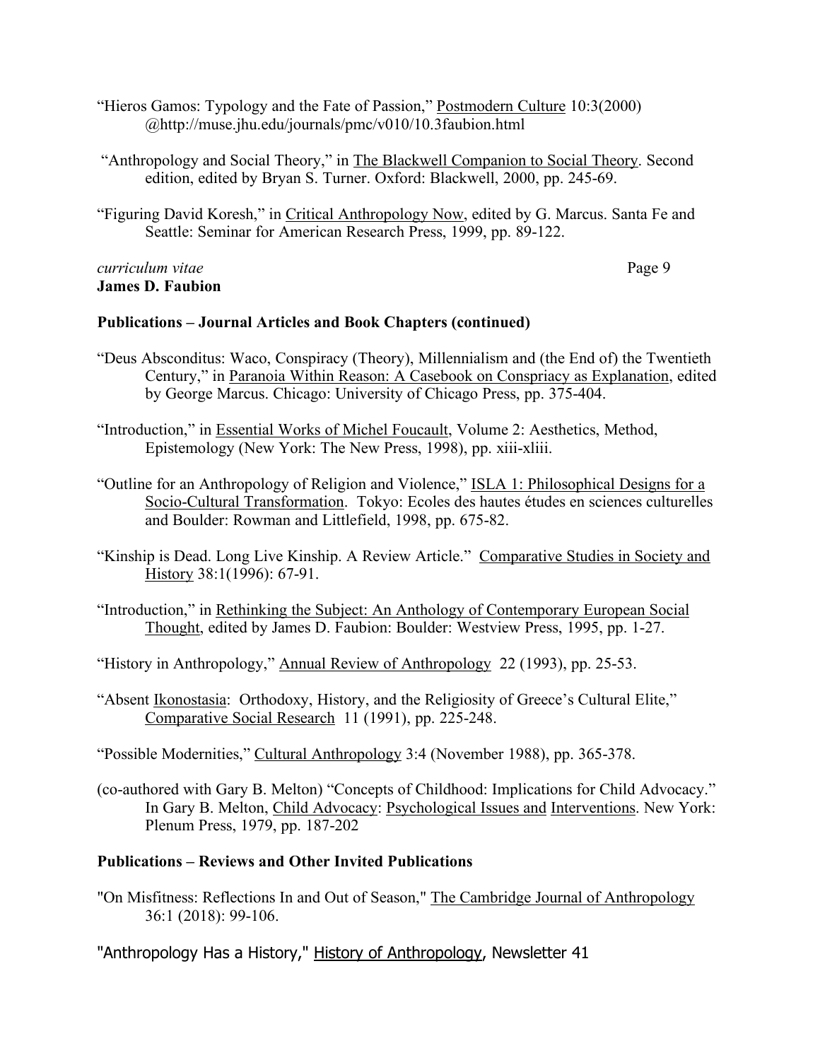"Hieros Gamos: Typology and the Fate of Passion," Postmodern Culture 10:3(2000) @http://muse.jhu.edu/journals/pmc/v010/10.3faubion.html

"Anthropology and Social Theory," in The Blackwell Companion to Social Theory. Second edition, edited by Bryan S. Turner. Oxford: Blackwell, 2000, pp. 245-69.

"Figuring David Koresh," in Critical Anthropology Now, edited by G. Marcus. Santa Fe and Seattle: Seminar for American Research Press, 1999, pp. 89-122.

### Publications – Journal Articles and Book Chapters (continued)

"Deus Absconditus: Waco, Conspiracy (Theory), Millennialism and (the End of) the Twentieth Century," in Paranoia Within Reason: A Casebook on Conspriacy as Explanation, edited by George Marcus. Chicago: University of Chicago Press, pp. 375-404.

"Introduction," in Essential Works of Michel Foucault, Volume 2: Aesthetics, Method, Epistemology (New York: The New Press, 1998), pp. xiii-xliii.

"Outline for an Anthropology of Religion and Violence," ISLA 1: Philosophical Designs for a Socio-Cultural Transformation. Tokyo: Ecoles des hautes études en sciences culturelles and Boulder: Rowman and Littlefield, 1998, pp. 675-82.

"Kinship is Dead. Long Live Kinship. A Review Article." Comparative Studies in Society and History 38:1(1996): 67-91.

"Introduction," in Rethinking the Subject: An Anthology of Contemporary European Social Thought, edited by James D. Faubion: Boulder: Westview Press, 1995, pp. 1-27.

"History in Anthropology," Annual Review of Anthropology 22 (1993), pp. 25-53.

"Absent Ikonostasia: Orthodoxy, History, and the Religiosity of Greece's Cultural Elite," Comparative Social Research 11 (1991), pp. 225-248.

"Possible Modernities," Cultural Anthropology 3:4 (November 1988), pp. 365-378.

(co-authored with Gary B. Melton) "Concepts of Childhood: Implications for Child Advocacy." In Gary B. Melton, Child Advocacy: Psychological Issues and Interventions. New York: Plenum Press, 1979, pp. 187-202

### Publications – Reviews and Other Invited Publications

"On Misfitness: Reflections In and Out of Season," The Cambridge Journal of Anthropology 36:1 (2018): 99-106.

"Anthropology Has a History," History of Anthropology, Newsletter 41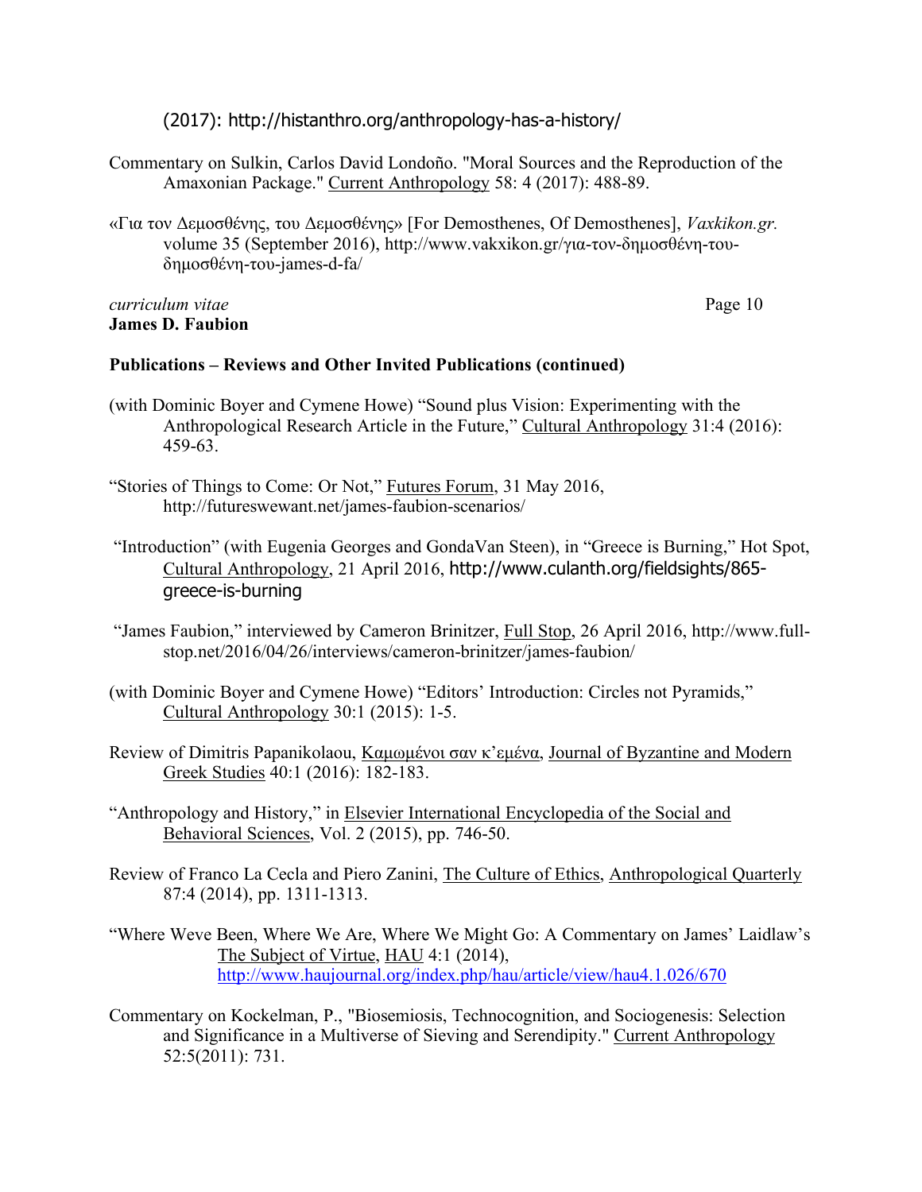(2017): http://histanthro.org/anthropology-has-a-history/

Commentary on Sulkin, Carlos David Londoño. "Moral Sources and the Reproduction of the Amaxonian Package." Current Anthropology 58: 4 (2017): 488-89.

«Για τον Δεμοσθένης, του Δεμοσθένης» [For Demosthenes, Of Demosthenes], *Vaxkikon.gr.* volume 35 (September 2016), http://www.vakxikon.gr/για-τον-δημοσθένη-του-δημοσθένη-του-james-d-fa/

### Publications – Reviews and Other Invited Publications (continued)

(with Dominic Boyer and Cymene Howe) "Sound plus Vision: Experimenting with the Anthropological Research Article in the Future," Cultural Anthropology 31:4 (2016): 459-63.

"Stories of Things to Come: Or Not," Futures Forum, 31 May 2016, http://futureswewant.net/james-faubion-scenarios/

"Introduction" (with Eugenia Georges and GondaVan Steen), in "Greece is Burning," Hot Spot, Cultural Anthropology, 21 April 2016, http://www.culanth.org/fieldsights/865-greece-is-burning

"James Faubion," interviewed by Cameron Brinitzer, Full Stop, 26 April 2016, http://www.full-stop.net/2016/04/26/interviews/cameron-brinitzer/james-faubion/

(with Dominic Boyer and Cymene Howe) "Editors' Introduction: Circles not Pyramids," Cultural Anthropology 30:1 (2015): 1-5.

Review of Dimitris Papanikolaou, Καμωμένοι σαν κ'εμένα, Journal of Byzantine and Modern Greek Studies 40:1 (2016): 182-183.

"Anthropology and History," in Elsevier International Encyclopedia of the Social and Behavioral Sciences, Vol. 2 (2015), pp. 746-50.

Review of Franco La Cecla and Piero Zanini, The Culture of Ethics, Anthropological Quarterly 87:4 (2014), pp. 1311-1313.

"Where Weve Been, Where We Are, Where We Might Go: A Commentary on James' Laidlaw's The Subject of Virtue, HAU 4:1 (2014), http://www.haujournal.org/index.php/hau/article/view/hau4.1.026/670

Commentary on Kockelman, P., "Biosemiosis, Technocognition, and Sociogenesis: Selection and Significance in a Multiverse of Sieving and Serendipity." Current Anthropology 52:5(2011): 731.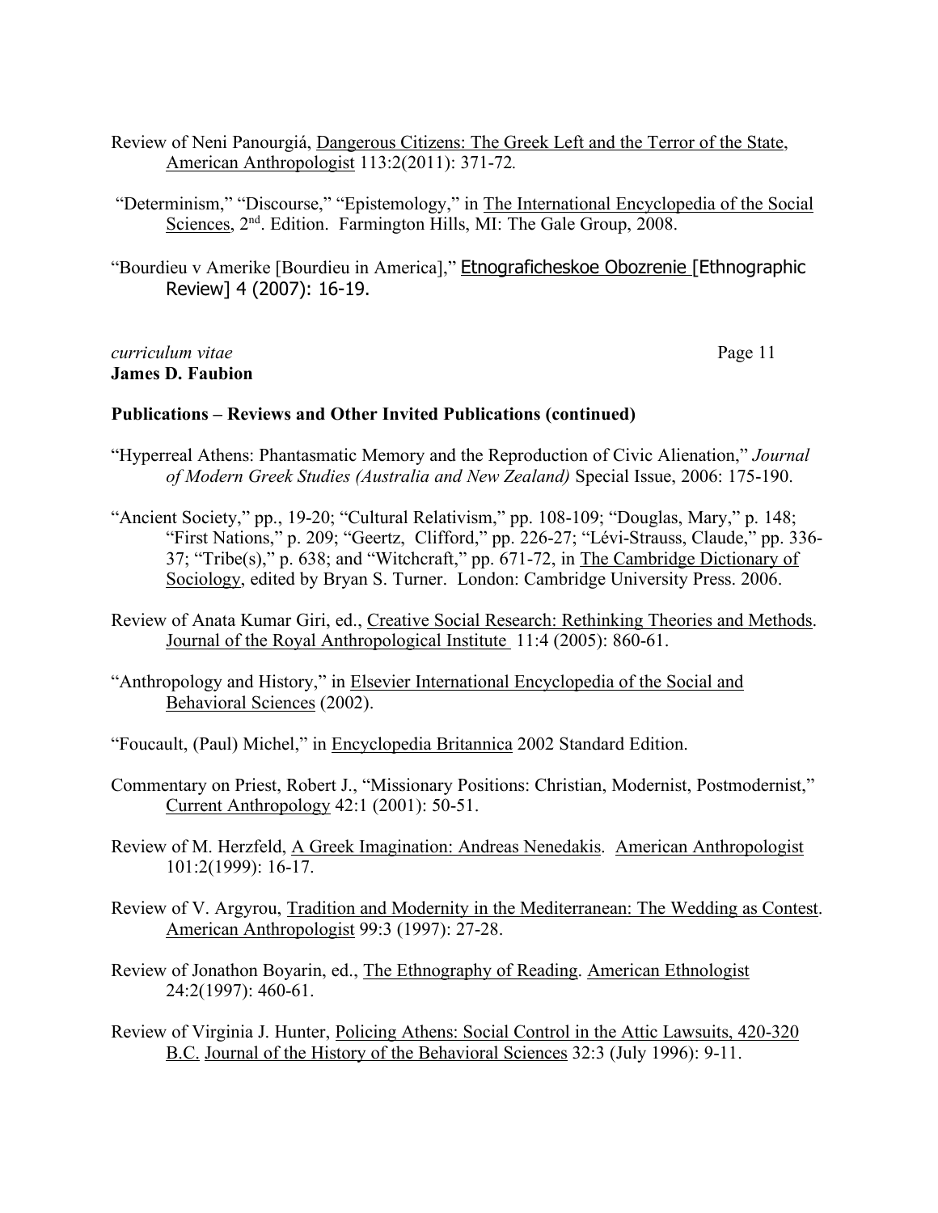Review of Neni Panourgiá, Dangerous Citizens: The Greek Left and the Terror of the State, American Anthropologist 113:2(2011): 371-72.

"Determinism," "Discourse," "Epistemology," in The International Encyclopedia of the Social Sciences, 2nd. Edition. Farmington Hills, MI: The Gale Group, 2008.

"Bourdieu v Amerike [Bourdieu in America]," Etnograficheskoe Obozrenie [Ethnographic Review] 4 (2007): 16-19.

## Publications – Reviews and Other Invited Publications (continued)

"Hyperreal Athens: Phantasmatic Memory and the Reproduction of Civic Alienation," *Journal of Modern Greek Studies (Australia and New Zealand)* Special Issue, 2006: 175-190.

"Ancient Society," pp., 19-20; "Cultural Relativism," pp. 108-109; "Douglas, Mary," p. 148; "First Nations," p. 209; "Geertz, Clifford," pp. 226-27; "Lévi-Strauss, Claude," pp. 336-37; "Tribe(s)," p. 638; and "Witchcraft," pp. 671-72, in The Cambridge Dictionary of Sociology, edited by Bryan S. Turner. London: Cambridge University Press. 2006.

Review of Anata Kumar Giri, ed., Creative Social Research: Rethinking Theories and Methods. Journal of the Royal Anthropological Institute 11:4 (2005): 860-61.

"Anthropology and History," in Elsevier International Encyclopedia of the Social and Behavioral Sciences (2002).

"Foucault, (Paul) Michel," in Encyclopedia Britannica 2002 Standard Edition.

Commentary on Priest, Robert J., "Missionary Positions: Christian, Modernist, Postmodernist," Current Anthropology 42:1 (2001): 50-51.

Review of M. Herzfeld, A Greek Imagination: Andreas Nenedakis. American Anthropologist 101:2(1999): 16-17.

Review of V. Argyrou, Tradition and Modernity in the Mediterranean: The Wedding as Contest. American Anthropologist 99:3 (1997): 27-28.

Review of Jonathon Boyarin, ed., The Ethnography of Reading. American Ethnologist 24:2(1997): 460-61.

Review of Virginia J. Hunter, Policing Athens: Social Control in the Attic Lawsuits, 420-320 B.C. Journal of the History of the Behavioral Sciences 32:3 (July 1996): 9-11.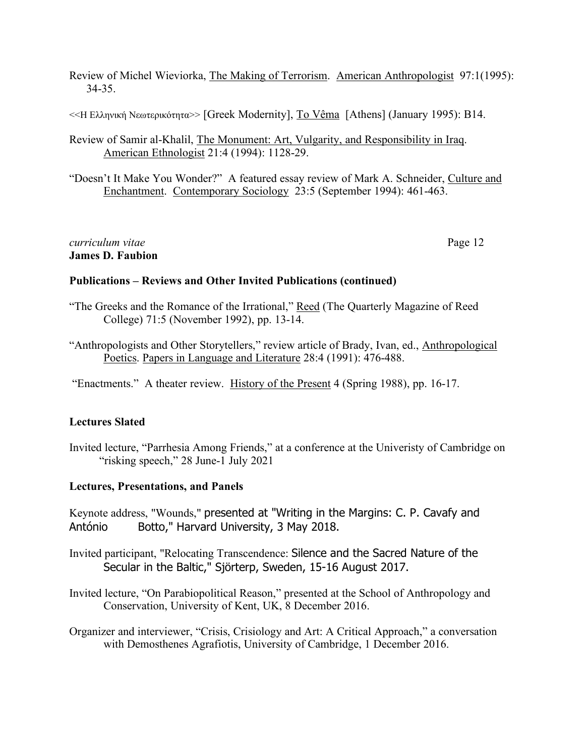Review of Michel Wieviorka, The Making of Terrorism. American Anthropologist 97:1(1995): 34-35.

<<Η Ελληνική Νεωτερικότητα>> [Greek Modernity], To Vêma [Athens] (January 1995): B14.

Review of Samir al-Khalil, The Monument: Art, Vulgarity, and Responsibility in Iraq. American Ethnologist 21:4 (1994): 1128-29.

"Doesn't It Make You Wonder?" A featured essay review of Mark A. Schneider, Culture and Enchantment. Contemporary Sociology 23:5 (September 1994): 461-463.

### Publications – Reviews and Other Invited Publications (continued)

"The Greeks and the Romance of the Irrational," Reed (The Quarterly Magazine of Reed College) 71:5 (November 1992), pp. 13-14.

"Anthropologists and Other Storytellers," review article of Brady, Ivan, ed., Anthropological Poetics. Papers in Language and Literature 28:4 (1991): 476-488.

"Enactments." A theater review. History of the Present 4 (Spring 1988), pp. 16-17.

### Lectures Slated

Invited lecture, "Parrhesia Among Friends," at a conference at the Univeristy of Cambridge on "risking speech," 28 June-1 July 2021

### Lectures, Presentations, and Panels

Keynote address, "Wounds," presented at "Writing in the Margins: C. P. Cavafy and António Botto," Harvard University, 3 May 2018.

Invited participant, "Relocating Transcendence: Silence and the Sacred Nature of the Secular in the Baltic," Sjörterp, Sweden, 15-16 August 2017.

Invited lecture, "On Parabiopolitical Reason," presented at the School of Anthropology and Conservation, University of Kent, UK, 8 December 2016.

Organizer and interviewer, "Crisis, Crisiology and Art: A Critical Approach," a conversation with Demosthenes Agrafiotis, University of Cambridge, 1 December 2016.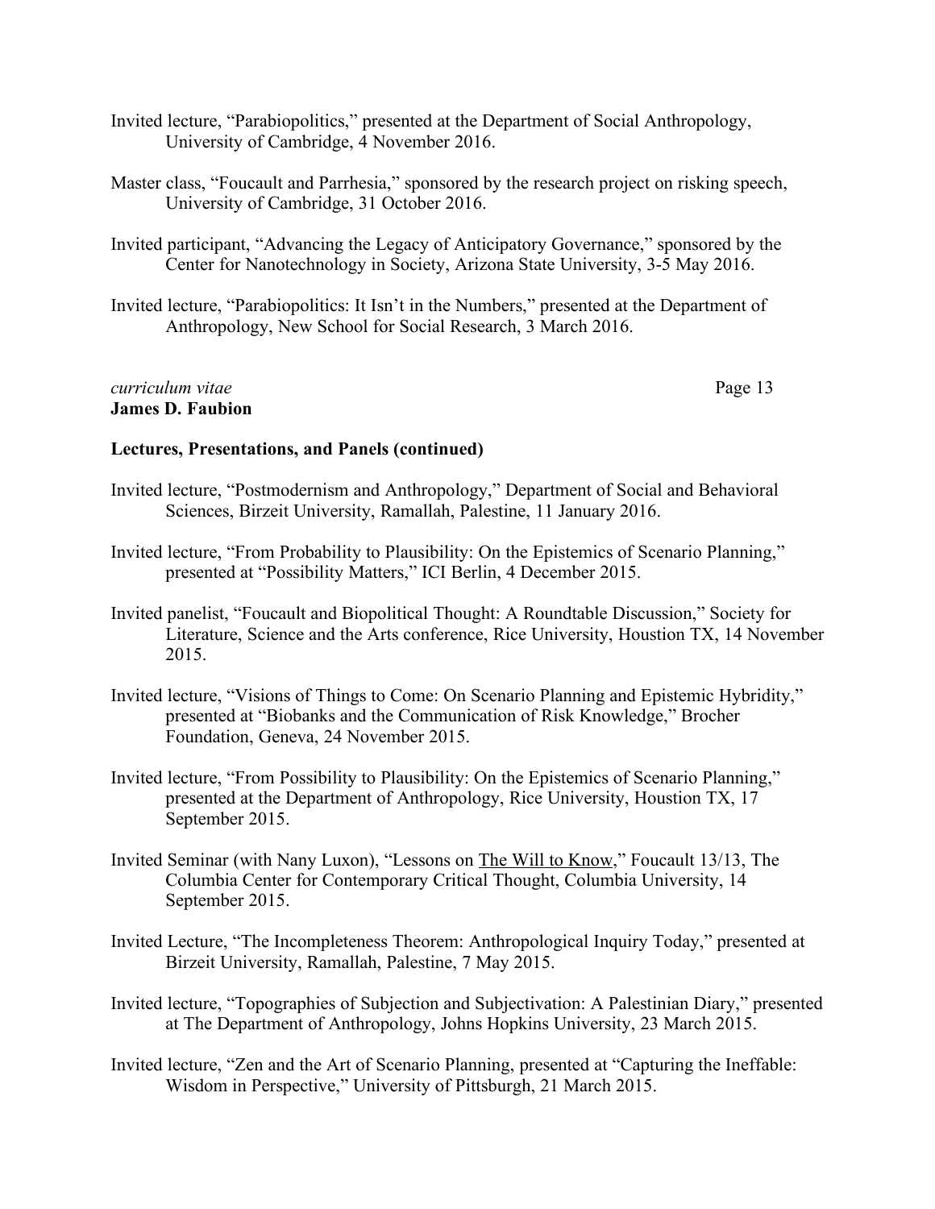Invited lecture, "Parabiopolitics," presented at the Department of Social Anthropology, University of Cambridge, 4 November 2016.

Master class, "Foucault and Parrhesia," sponsored by the research project on risking speech, University of Cambridge, 31 October 2016.

Invited participant, "Advancing the Legacy of Anticipatory Governance," sponsored by the Center for Nanotechnology in Society, Arizona State University, 3-5 May 2016.

Invited lecture, "Parabiopolitics: It Isn't in the Numbers," presented at the Department of Anthropology, New School for Social Research, 3 March 2016.

**Lectures, Presentations, and Panels (continued)**

Invited lecture, "Postmodernism and Anthropology," Department of Social and Behavioral Sciences, Birzeit University, Ramallah, Palestine, 11 January 2016.

Invited lecture, "From Probability to Plausibility: On the Epistemics of Scenario Planning," presented at "Possibility Matters," ICI Berlin, 4 December 2015.

Invited panelist, "Foucault and Biopolitical Thought: A Roundtable Discussion," Society for Literature, Science and the Arts conference, Rice University, Houstion TX, 14 November 2015.

Invited lecture, "Visions of Things to Come: On Scenario Planning and Epistemic Hybridity," presented at "Biobanks and the Communication of Risk Knowledge," Brocher Foundation, Geneva, 24 November 2015.

Invited lecture, "From Possibility to Plausibility: On the Epistemics of Scenario Planning," presented at the Department of Anthropology, Rice University, Houstion TX, 17 September 2015.

Invited Seminar (with Nany Luxon), "Lessons on The Will to Know," Foucault 13/13, The Columbia Center for Contemporary Critical Thought, Columbia University, 14 September 2015.

Invited Lecture, "The Incompleteness Theorem: Anthropological Inquiry Today," presented at Birzeit University, Ramallah, Palestine, 7 May 2015.

Invited lecture, "Topographies of Subjection and Subjectivation: A Palestinian Diary," presented at The Department of Anthropology, Johns Hopkins University, 23 March 2015.

Invited lecture, "Zen and the Art of Scenario Planning, presented at "Capturing the Ineffable: Wisdom in Perspective," University of Pittsburgh, 21 March 2015.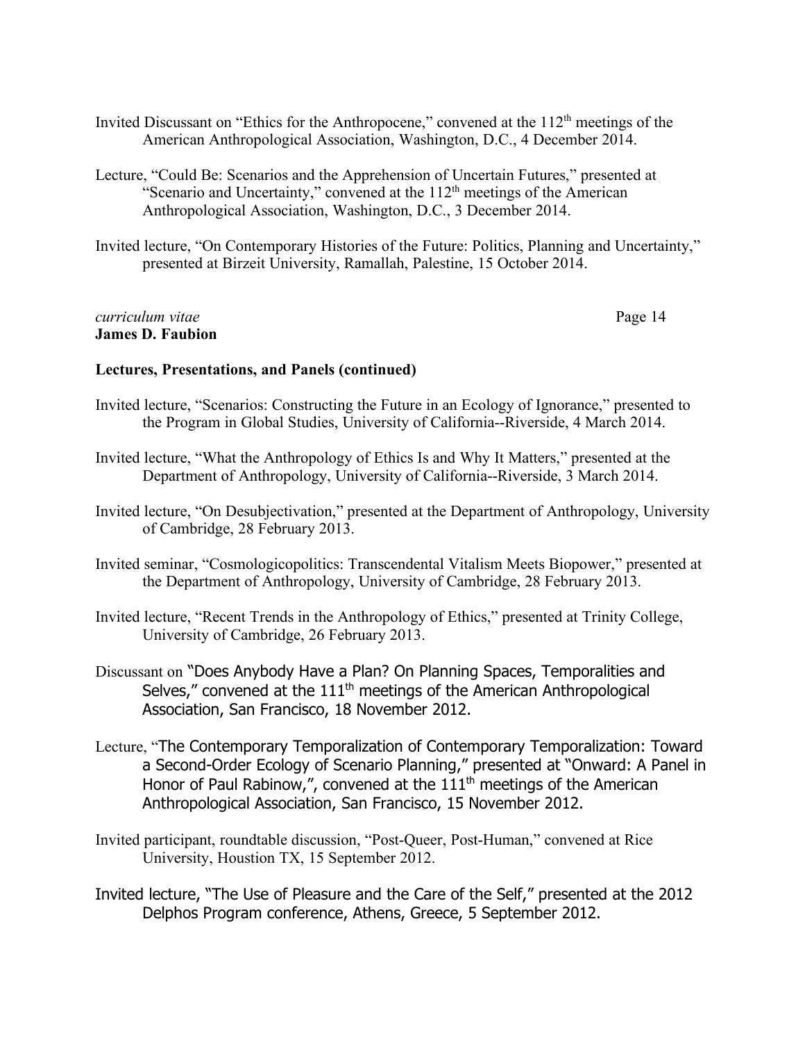Invited Discussant on "Ethics for the Anthropocene," convened at the 112th meetings of the American Anthropological Association, Washington, D.C., 4 December 2014.

Lecture, "Could Be: Scenarios and the Apprehension of Uncertain Futures," presented at "Scenario and Uncertainty," convened at the 112th meetings of the American Anthropological Association, Washington, D.C., 3 December 2014.

Invited lecture, "On Contemporary Histories of the Future: Politics, Planning and Uncertainty," presented at Birzeit University, Ramallah, Palestine, 15 October 2014.

**Lectures, Presentations, and Panels (continued)**

Invited lecture, "Scenarios: Constructing the Future in an Ecology of Ignorance," presented to the Program in Global Studies, University of California--Riverside, 4 March 2014.

Invited lecture, "What the Anthropology of Ethics Is and Why It Matters," presented at the Department of Anthropology, University of California--Riverside, 3 March 2014.

Invited lecture, "On Desubjectivation," presented at the Department of Anthropology, University of Cambridge, 28 February 2013.

Invited seminar, "Cosmologicopolitics: Transcendental Vitalism Meets Biopower," presented at the Department of Anthropology, University of Cambridge, 28 February 2013.

Invited lecture, "Recent Trends in the Anthropology of Ethics," presented at Trinity College, University of Cambridge, 26 February 2013.

Discussant on "Does Anybody Have a Plan? On Planning Spaces, Temporalities and Selves," convened at the 111th meetings of the American Anthropological Association, San Francisco, 18 November 2012.

Lecture, "The Contemporary Temporalization of Contemporary Temporalization: Toward a Second-Order Ecology of Scenario Planning," presented at "Onward: A Panel in Honor of Paul Rabinow,", convened at the 111th meetings of the American Anthropological Association, San Francisco, 15 November 2012.

Invited participant, roundtable discussion, "Post-Queer, Post-Human," convened at Rice University, Houstion TX, 15 September 2012.

Invited lecture, "The Use of Pleasure and the Care of the Self," presented at the 2012 Delphos Program conference, Athens, Greece, 5 September 2012.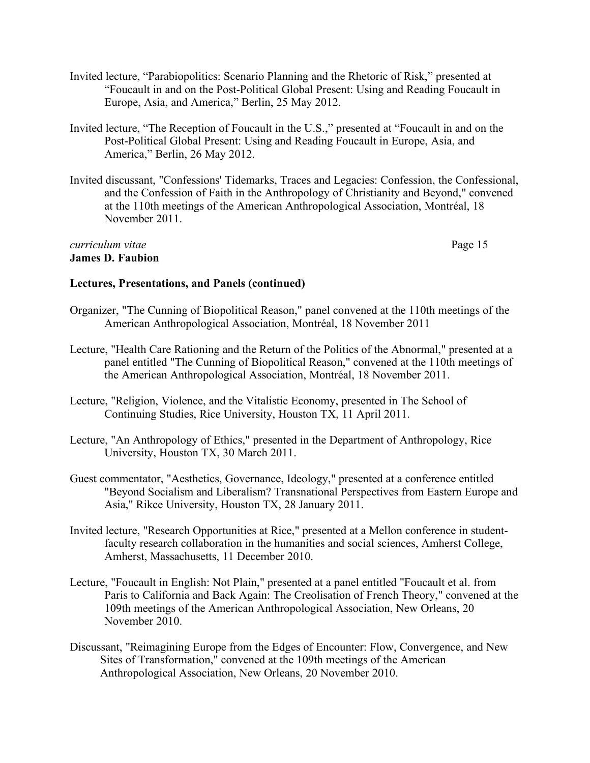Invited lecture, “Parabiopolitics: Scenario Planning and the Rhetoric of Risk,” presented at “Foucault in and on the Post-Political Global Present: Using and Reading Foucault in Europe, Asia, and America,” Berlin, 25 May 2012.

Invited lecture, “The Reception of Foucault in the U.S.,” presented at “Foucault in and on the Post-Political Global Present: Using and Reading Foucault in Europe, Asia, and America,” Berlin, 26 May 2012.

Invited discussant, "Confessions' Tidemarks, Traces and Legacies: Confession, the Confessional, and the Confession of Faith in the Anthropology of Christianity and Beyond," convened at the 110th meetings of the American Anthropological Association, Montréal, 18 November 2011.

**Lectures, Presentations, and Panels (continued)**

Organizer, "The Cunning of Biopolitical Reason," panel convened at the 110th meetings of the American Anthropological Association, Montréal, 18 November 2011

Lecture, "Health Care Rationing and the Return of the Politics of the Abnormal," presented at a panel entitled "The Cunning of Biopolitical Reason," convened at the 110th meetings of the American Anthropological Association, Montréal, 18 November 2011.

Lecture, "Religion, Violence, and the Vitalistic Economy, presented in The School of Continuing Studies, Rice University, Houston TX, 11 April 2011.

Lecture, "An Anthropology of Ethics," presented in the Department of Anthropology, Rice University, Houston TX, 30 March 2011.

Guest commentator, "Aesthetics, Governance, Ideology," presented at a conference entitled "Beyond Socialism and Liberalism? Transnational Perspectives from Eastern Europe and Asia," Rikce University, Houston TX, 28 January 2011.

Invited lecture, "Research Opportunities at Rice," presented at a Mellon conference in student-faculty research collaboration in the humanities and social sciences, Amherst College, Amherst, Massachusetts, 11 December 2010.

Lecture, "Foucault in English: Not Plain," presented at a panel entitled "Foucault et al. from Paris to California and Back Again: The Creolisation of French Theory," convened at the 109th meetings of the American Anthropological Association, New Orleans, 20 November 2010.

Discussant, "Reimagining Europe from the Edges of Encounter: Flow, Convergence, and New Sites of Transformation," convened at the 109th meetings of the American Anthropological Association, New Orleans, 20 November 2010.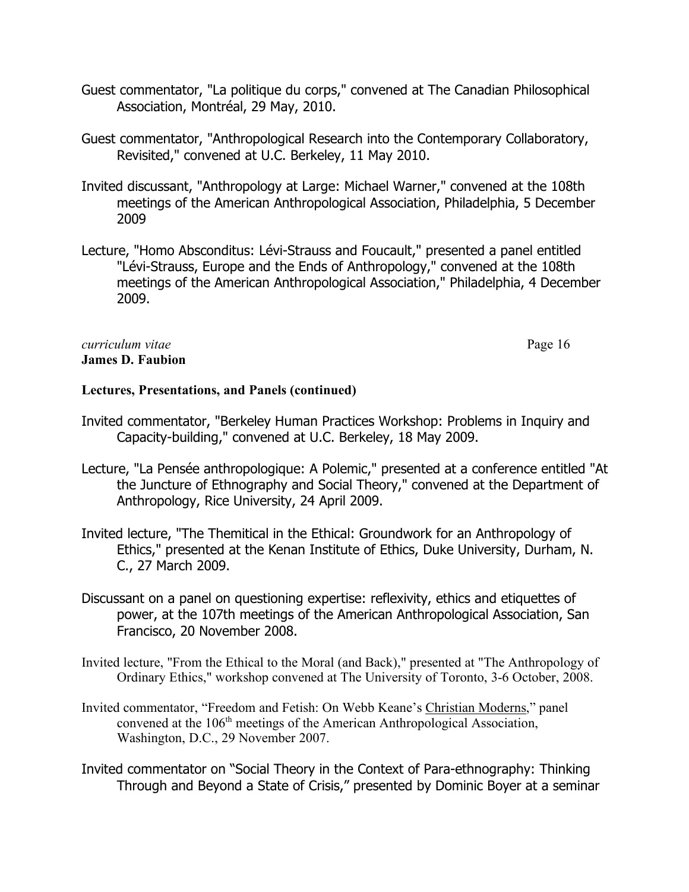Guest commentator, "La politique du corps," convened at The Canadian Philosophical Association, Montréal, 29 May, 2010.

Guest commentator, "Anthropological Research into the Contemporary Collaboratory, Revisited," convened at U.C. Berkeley, 11 May 2010.

Invited discussant, "Anthropology at Large: Michael Warner," convened at the 108th meetings of the American Anthropological Association, Philadelphia, 5 December 2009

Lecture, "Homo Absconditus: Lévi-Strauss and Foucault," presented a panel entitled "Lévi-Strauss, Europe and the Ends of Anthropology," convened at the 108th meetings of the American Anthropological Association," Philadelphia, 4 December 2009.

**Lectures, Presentations, and Panels (continued)**

Invited commentator, "Berkeley Human Practices Workshop: Problems in Inquiry and Capacity-building," convened at U.C. Berkeley, 18 May 2009.

Lecture, "La Pensée anthropologique: A Polemic," presented at a conference entitled "At the Juncture of Ethnography and Social Theory," convened at the Department of Anthropology, Rice University, 24 April 2009.

Invited lecture, "The Themitical in the Ethical: Groundwork for an Anthropology of Ethics," presented at the Kenan Institute of Ethics, Duke University, Durham, N. C., 27 March 2009.

Discussant on a panel on questioning expertise: reflexivity, ethics and etiquettes of power, at the 107th meetings of the American Anthropological Association, San Francisco, 20 November 2008.

Invited lecture, "From the Ethical to the Moral (and Back)," presented at "The Anthropology of Ordinary Ethics," workshop convened at The University of Toronto, 3-6 October, 2008.

Invited commentator, "Freedom and Fetish: On Webb Keane's Christian Moderns," panel convened at the 106th meetings of the American Anthropological Association, Washington, D.C., 29 November 2007.

Invited commentator on "Social Theory in the Context of Para-ethnography: Thinking Through and Beyond a State of Crisis," presented by Dominic Boyer at a seminar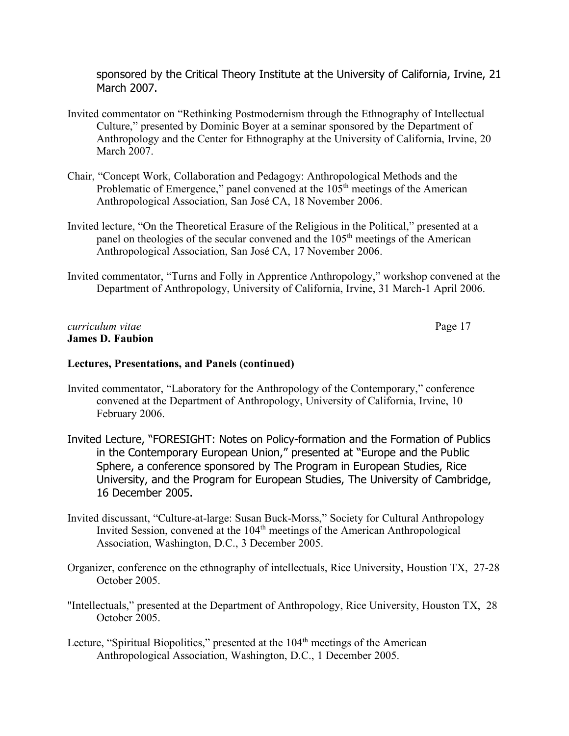sponsored by the Critical Theory Institute at the University of California, Irvine, 21 March 2007.

Invited commentator on “Rethinking Postmodernism through the Ethnography of Intellectual Culture,” presented by Dominic Boyer at a seminar sponsored by the Department of Anthropology and the Center for Ethnography at the University of California, Irvine, 20 March 2007.

Chair, “Concept Work, Collaboration and Pedagogy: Anthropological Methods and the Problematic of Emergence,” panel convened at the 105th meetings of the American Anthropological Association, San José CA, 18 November 2006.

Invited lecture, “On the Theoretical Erasure of the Religious in the Political,” presented at a panel on theologies of the secular convened and the 105th meetings of the American Anthropological Association, San José CA, 17 November 2006.

Invited commentator, “Turns and Folly in Apprentice Anthropology,” workshop convened at the Department of Anthropology, University of California, Irvine, 31 March-1 April 2006.

**Lectures, Presentations, and Panels (continued)**

Invited commentator, “Laboratory for the Anthropology of the Contemporary,” conference convened at the Department of Anthropology, University of California, Irvine, 10 February 2006.

Invited Lecture, “FORESIGHT: Notes on Policy-formation and the Formation of Publics in the Contemporary European Union,” presented at “Europe and the Public Sphere, a conference sponsored by The Program in European Studies, Rice University, and the Program for European Studies, The University of Cambridge, 16 December 2005.

Invited discussant, “Culture-at-large: Susan Buck-Morss,” Society for Cultural Anthropology Invited Session, convened at the 104th meetings of the American Anthropological Association, Washington, D.C., 3 December 2005.

Organizer, conference on the ethnography of intellectuals, Rice University, Houstion TX, 27-28 October 2005.

"Intellectuals,” presented at the Department of Anthropology, Rice University, Houston TX, 28 October 2005.

Lecture, “Spiritual Biopolitics,” presented at the 104th meetings of the American Anthropological Association, Washington, D.C., 1 December 2005.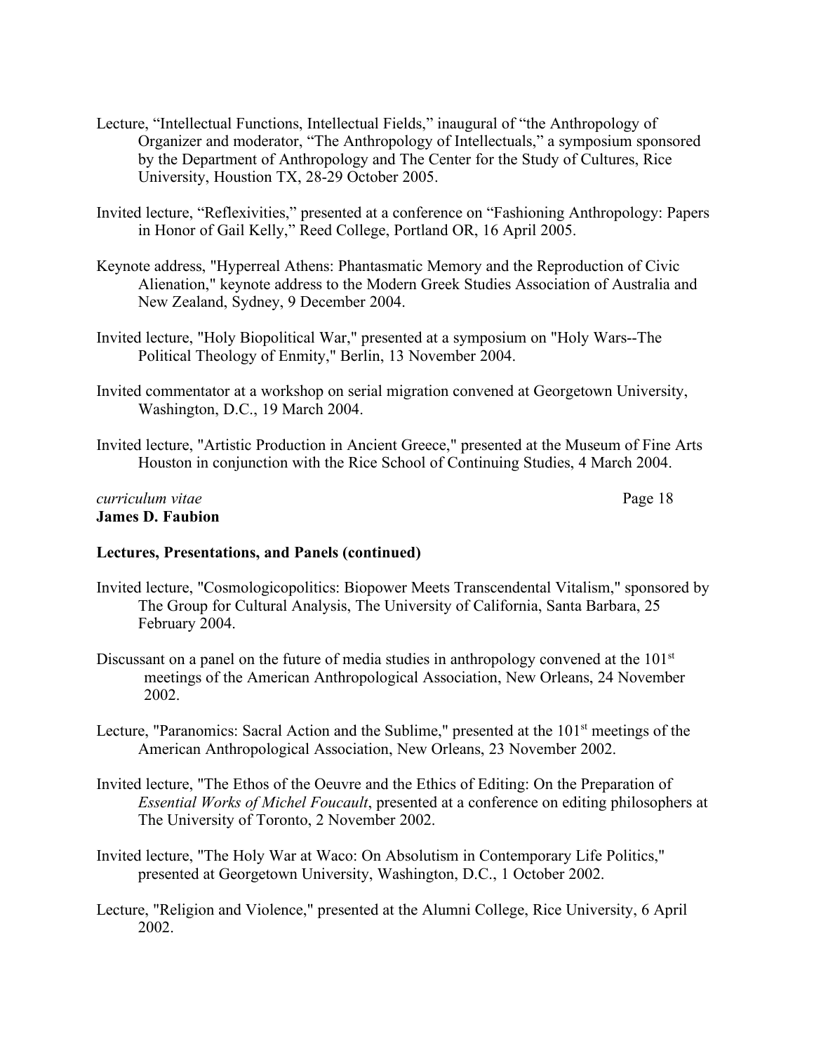Lecture, “Intellectual Functions, Intellectual Fields,” inaugural of “the Anthropology of Organizer and moderator, “The Anthropology of Intellectuals,” a symposium sponsored by the Department of Anthropology and The Center for the Study of Cultures, Rice University, Houstion TX, 28-29 October 2005.

Invited lecture, “Reflexivities,” presented at a conference on “Fashioning Anthropology: Papers in Honor of Gail Kelly,” Reed College, Portland OR, 16 April 2005.

Keynote address, "Hyperreal Athens: Phantasmatic Memory and the Reproduction of Civic Alienation," keynote address to the Modern Greek Studies Association of Australia and New Zealand, Sydney, 9 December 2004.

Invited lecture, "Holy Biopolitical War," presented at a symposium on "Holy Wars--The Political Theology of Enmity," Berlin, 13 November 2004.

Invited commentator at a workshop on serial migration convened at Georgetown University, Washington, D.C., 19 March 2004.

Invited lecture, "Artistic Production in Ancient Greece," presented at the Museum of Fine Arts Houston in conjunction with the Rice School of Continuing Studies, 4 March 2004.

**Lectures, Presentations, and Panels (continued)**

Invited lecture, "Cosmologicopolitics: Biopower Meets Transcendental Vitalism," sponsored by The Group for Cultural Analysis, The University of California, Santa Barbara, 25 February 2004.

Discussant on a panel on the future of media studies in anthropology convened at the 101st meetings of the American Anthropological Association, New Orleans, 24 November 2002.

Lecture, "Paranomics: Sacral Action and the Sublime," presented at the 101st meetings of the American Anthropological Association, New Orleans, 23 November 2002.

Invited lecture, "The Ethos of the Oeuvre and the Ethics of Editing: On the Preparation of *Essential Works of Michel Foucault*, presented at a conference on editing philosophers at The University of Toronto, 2 November 2002.

Invited lecture, "The Holy War at Waco: On Absolutism in Contemporary Life Politics," presented at Georgetown University, Washington, D.C., 1 October 2002.

Lecture, "Religion and Violence," presented at the Alumni College, Rice University, 6 April 2002.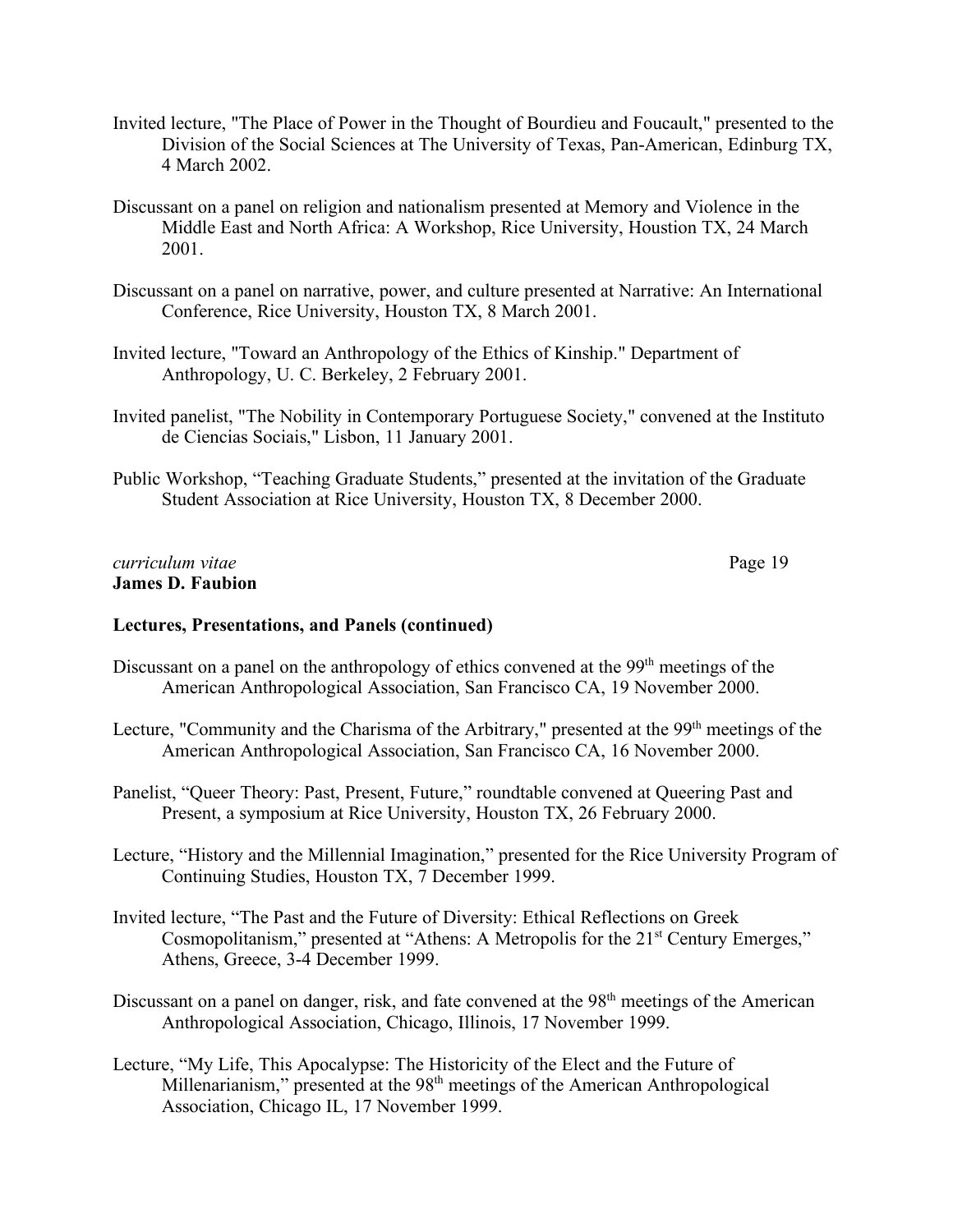Invited lecture, "The Place of Power in the Thought of Bourdieu and Foucault," presented to the Division of the Social Sciences at The University of Texas, Pan-American, Edinburg TX, 4 March 2002.

Discussant on a panel on religion and nationalism presented at Memory and Violence in the Middle East and North Africa: A Workshop, Rice University, Houstion TX, 24 March 2001.

Discussant on a panel on narrative, power, and culture presented at Narrative: An International Conference, Rice University, Houston TX, 8 March 2001.

Invited lecture, "Toward an Anthropology of the Ethics of Kinship." Department of Anthropology, U. C. Berkeley, 2 February 2001.

Invited panelist, "The Nobility in Contemporary Portuguese Society," convened at the Instituto de Ciencias Sociais," Lisbon, 11 January 2001.

Public Workshop, "Teaching Graduate Students," presented at the invitation of the Graduate Student Association at Rice University, Houston TX, 8 December 2000.

**Lectures, Presentations, and Panels (continued)**

Discussant on a panel on the anthropology of ethics convened at the 99th meetings of the American Anthropological Association, San Francisco CA, 19 November 2000.

Lecture, "Community and the Charisma of the Arbitrary," presented at the 99th meetings of the American Anthropological Association, San Francisco CA, 16 November 2000.

Panelist, "Queer Theory: Past, Present, Future," roundtable convened at Queering Past and Present, a symposium at Rice University, Houston TX, 26 February 2000.

Lecture, "History and the Millennial Imagination," presented for the Rice University Program of Continuing Studies, Houston TX, 7 December 1999.

Invited lecture, "The Past and the Future of Diversity: Ethical Reflections on Greek Cosmopolitanism," presented at "Athens: A Metropolis for the 21st Century Emerges," Athens, Greece, 3-4 December 1999.

Discussant on a panel on danger, risk, and fate convened at the 98th meetings of the American Anthropological Association, Chicago, Illinois, 17 November 1999.

Lecture, "My Life, This Apocalypse: The Historicity of the Elect and the Future of Millenarianism," presented at the 98th meetings of the American Anthropological Association, Chicago IL, 17 November 1999.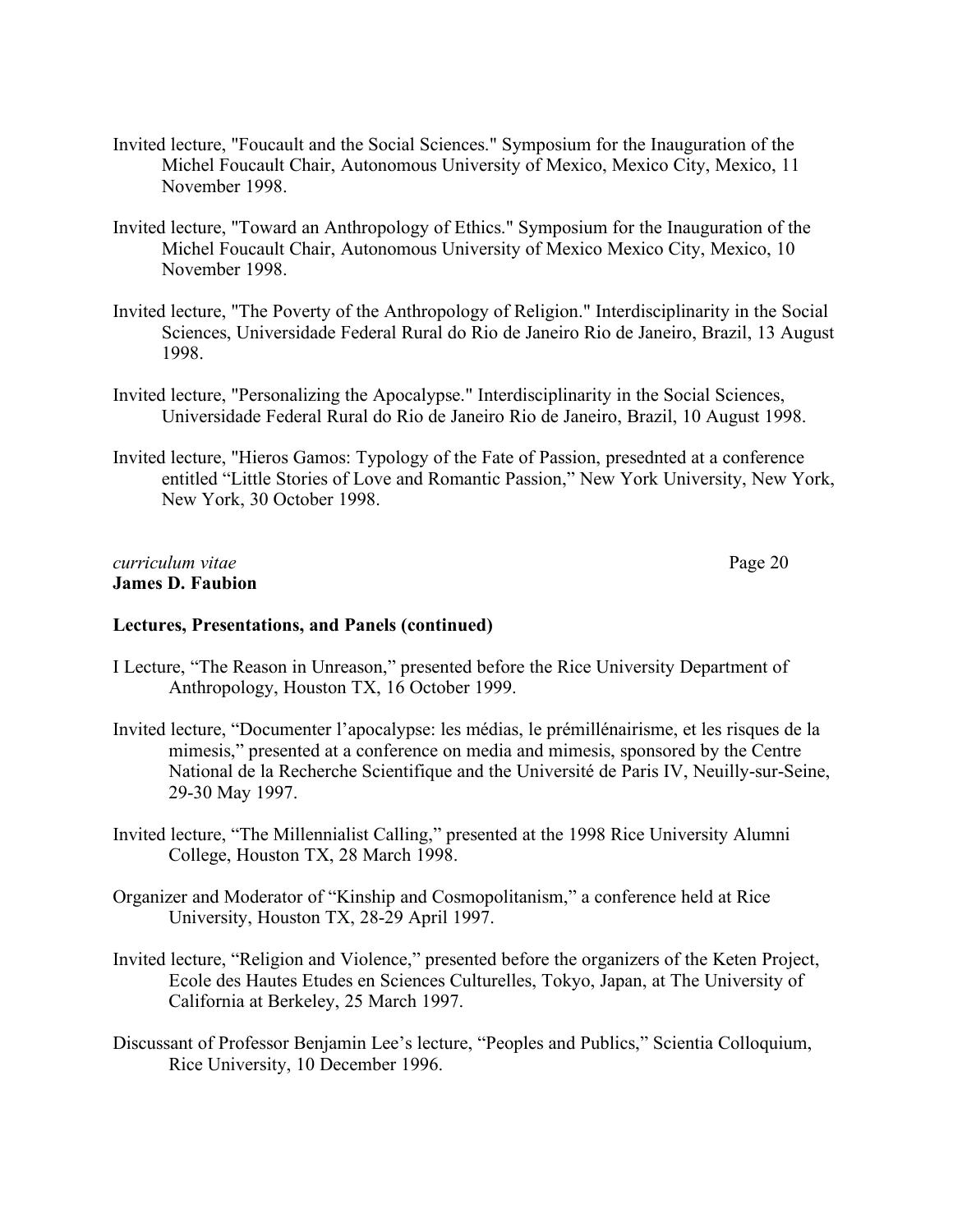Invited lecture, "Foucault and the Social Sciences." Symposium for the Inauguration of the Michel Foucault Chair, Autonomous University of Mexico, Mexico City, Mexico, 11 November 1998.

Invited lecture, "Toward an Anthropology of Ethics." Symposium for the Inauguration of the Michel Foucault Chair, Autonomous University of Mexico Mexico City, Mexico, 10 November 1998.

Invited lecture, "The Poverty of the Anthropology of Religion." Interdisciplinarity in the Social Sciences, Universidade Federal Rural do Rio de Janeiro Rio de Janeiro, Brazil, 13 August 1998.

Invited lecture, "Personalizing the Apocalypse." Interdisciplinarity in the Social Sciences, Universidade Federal Rural do Rio de Janeiro Rio de Janeiro, Brazil, 10 August 1998.

Invited lecture, "Hieros Gamos: Typology of the Fate of Passion, presednted at a conference entitled "Little Stories of Love and Romantic Passion," New York University, New York, New York, 30 October 1998.

**Lectures, Presentations, and Panels (continued)**

I Lecture, "The Reason in Unreason," presented before the Rice University Department of Anthropology, Houston TX, 16 October 1999.

Invited lecture, "Documenter l'apocalypse: les médias, le prémillénairisme, et les risques de la mimesis," presented at a conference on media and mimesis, sponsored by the Centre National de la Recherche Scientifique and the Université de Paris IV, Neuilly-sur-Seine, 29-30 May 1997.

Invited lecture, "The Millennialist Calling," presented at the 1998 Rice University Alumni College, Houston TX, 28 March 1998.

Organizer and Moderator of "Kinship and Cosmopolitanism," a conference held at Rice University, Houston TX, 28-29 April 1997.

Invited lecture, "Religion and Violence," presented before the organizers of the Keten Project, Ecole des Hautes Etudes en Sciences Culturelles, Tokyo, Japan, at The University of California at Berkeley, 25 March 1997.

Discussant of Professor Benjamin Lee's lecture, "Peoples and Publics," Scientia Colloquium, Rice University, 10 December 1996.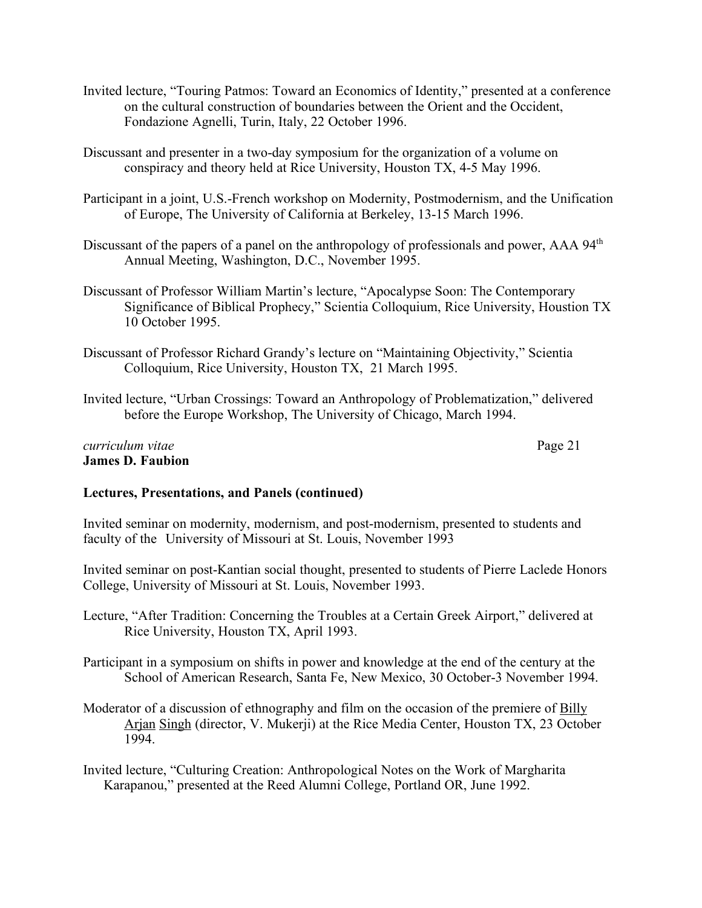Invited lecture, "Touring Patmos: Toward an Economics of Identity," presented at a conference on the cultural construction of boundaries between the Orient and the Occident, Fondazione Agnelli, Turin, Italy, 22 October 1996.

Discussant and presenter in a two-day symposium for the organization of a volume on conspiracy and theory held at Rice University, Houston TX, 4-5 May 1996.

Participant in a joint, U.S.-French workshop on Modernity, Postmodernism, and the Unification of Europe, The University of California at Berkeley, 13-15 March 1996.

Discussant of the papers of a panel on the anthropology of professionals and power, AAA 94th Annual Meeting, Washington, D.C., November 1995.

Discussant of Professor William Martin's lecture, "Apocalypse Soon: The Contemporary Significance of Biblical Prophecy," Scientia Colloquium, Rice University, Houstion TX 10 October 1995.

Discussant of Professor Richard Grandy's lecture on "Maintaining Objectivity," Scientia Colloquium, Rice University, Houston TX, 21 March 1995.

Invited lecture, "Urban Crossings: Toward an Anthropology of Problematization," delivered before the Europe Workshop, The University of Chicago, March 1994.

**Lectures, Presentations, and Panels (continued)**

Invited seminar on modernity, modernism, and post-modernism, presented to students and faculty of the University of Missouri at St. Louis, November 1993

Invited seminar on post-Kantian social thought, presented to students of Pierre Laclede Honors College, University of Missouri at St. Louis, November 1993.

Lecture, "After Tradition: Concerning the Troubles at a Certain Greek Airport," delivered at Rice University, Houston TX, April 1993.

Participant in a symposium on shifts in power and knowledge at the end of the century at the School of American Research, Santa Fe, New Mexico, 30 October-3 November 1994.

Moderator of a discussion of ethnography and film on the occasion of the premiere of Billy Arjan Singh (director, V. Mukerji) at the Rice Media Center, Houston TX, 23 October 1994.

Invited lecture, "Culturing Creation: Anthropological Notes on the Work of Margharita Karapanou," presented at the Reed Alumni College, Portland OR, June 1992.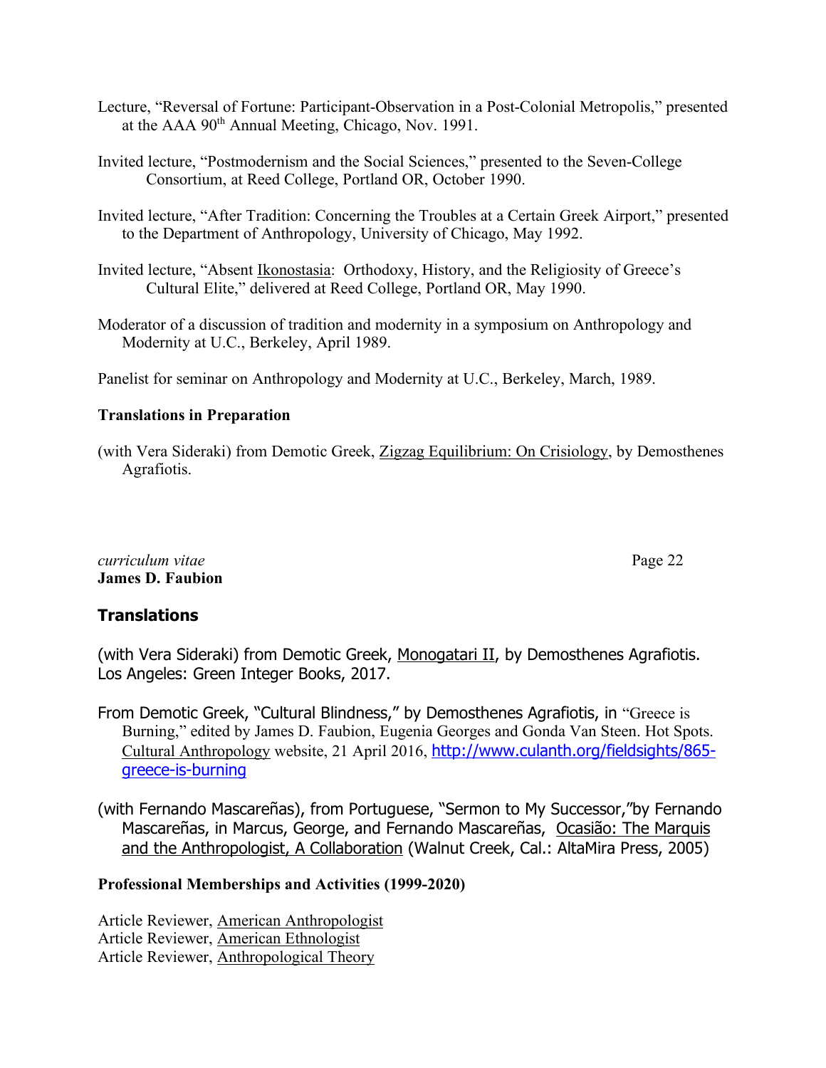Lecture, "Reversal of Fortune: Participant-Observation in a Post-Colonial Metropolis," presented at the AAA 90th Annual Meeting, Chicago, Nov. 1991.

Invited lecture, "Postmodernism and the Social Sciences," presented to the Seven-College Consortium, at Reed College, Portland OR, October 1990.

Invited lecture, "After Tradition: Concerning the Troubles at a Certain Greek Airport," presented to the Department of Anthropology, University of Chicago, May 1992.

Invited lecture, "Absent Ikonostasia: Orthodoxy, History, and the Religiosity of Greece's Cultural Elite," delivered at Reed College, Portland OR, May 1990.

Moderator of a discussion of tradition and modernity in a symposium on Anthropology and Modernity at U.C., Berkeley, April 1989.

Panelist for seminar on Anthropology and Modernity at U.C., Berkeley, March, 1989.

**Translations in Preparation**

(with Vera Sideraki) from Demotic Greek, Zigzag Equilibrium: On Crisiology, by Demosthenes Agrafiotis.

## Translations

(with Vera Sideraki) from Demotic Greek, Monogatari II, by Demosthenes Agrafiotis. Los Angeles: Green Integer Books, 2017.

From Demotic Greek, "Cultural Blindness," by Demosthenes Agrafiotis, in "Greece is Burning," edited by James D. Faubion, Eugenia Georges and Gonda Van Steen. Hot Spots. Cultural Anthropology website, 21 April 2016, http://www.culanth.org/fieldsights/865-greece-is-burning

(with Fernando Mascareñas), from Portuguese, "Sermon to My Successor,"by Fernando Mascareñas, in Marcus, George, and Fernando Mascareñas, Ocasião: The Marquis and the Anthropologist, A Collaboration (Walnut Creek, Cal.: AltaMira Press, 2005)

**Professional Memberships and Activities (1999-2020)**

Article Reviewer, American Anthropologist
Article Reviewer, American Ethnologist
Article Reviewer, Anthropological Theory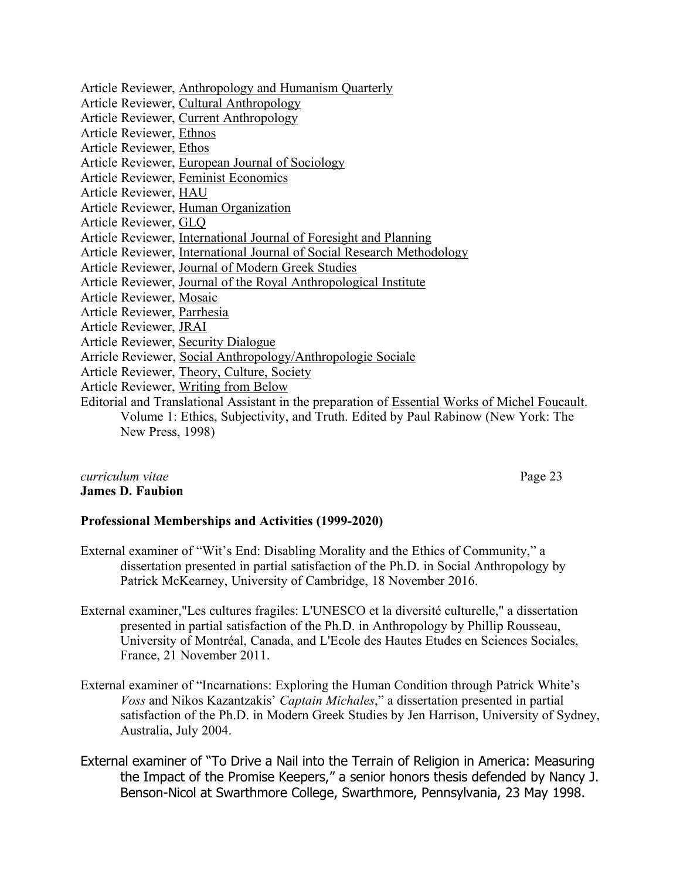Article Reviewer, Anthropology and Humanism Quarterly
Article Reviewer, Cultural Anthropology
Article Reviewer, Current Anthropology
Article Reviewer, Ethnos
Article Reviewer, Ethos
Article Reviewer, European Journal of Sociology
Article Reviewer, Feminist Economics
Article Reviewer, HAU
Article Reviewer, Human Organization
Article Reviewer, GLQ
Article Reviewer, International Journal of Foresight and Planning
Article Reviewer, International Journal of Social Research Methodology
Article Reviewer, Journal of Modern Greek Studies
Article Reviewer, Journal of the Royal Anthropological Institute
Article Reviewer, Mosaic
Article Reviewer, Parrhesia
Article Reviewer, JRAI
Article Reviewer, Security Dialogue
Arricle Reviewer, Social Anthropology/Anthropologie Sociale
Article Reviewer, Theory, Culture, Society
Article Reviewer, Writing from Below
Editorial and Translational Assistant in the preparation of Essential Works of Michel Foucault. Volume 1: Ethics, Subjectivity, and Truth. Edited by Paul Rabinow (New York: The New Press, 1998)

**Professional Memberships and Activities (1999-2020)**

External examiner of "Wit's End: Disabling Morality and the Ethics of Community," a dissertation presented in partial satisfaction of the Ph.D. in Social Anthropology by Patrick McKearney, University of Cambridge, 18 November 2016.

External examiner,"Les cultures fragiles: L'UNESCO et la diversité culturelle," a dissertation presented in partial satisfaction of the Ph.D. in Anthropology by Phillip Rousseau, University of Montréal, Canada, and L'Ecole des Hautes Etudes en Sciences Sociales, France, 21 November 2011.

External examiner of "Incarnations: Exploring the Human Condition through Patrick White's *Voss* and Nikos Kazantzakis' *Captain Michales*," a dissertation presented in partial satisfaction of the Ph.D. in Modern Greek Studies by Jen Harrison, University of Sydney, Australia, July 2004.

External examiner of "To Drive a Nail into the Terrain of Religion in America: Measuring the Impact of the Promise Keepers," a senior honors thesis defended by Nancy J. Benson-Nicol at Swarthmore College, Swarthmore, Pennsylvania, 23 May 1998.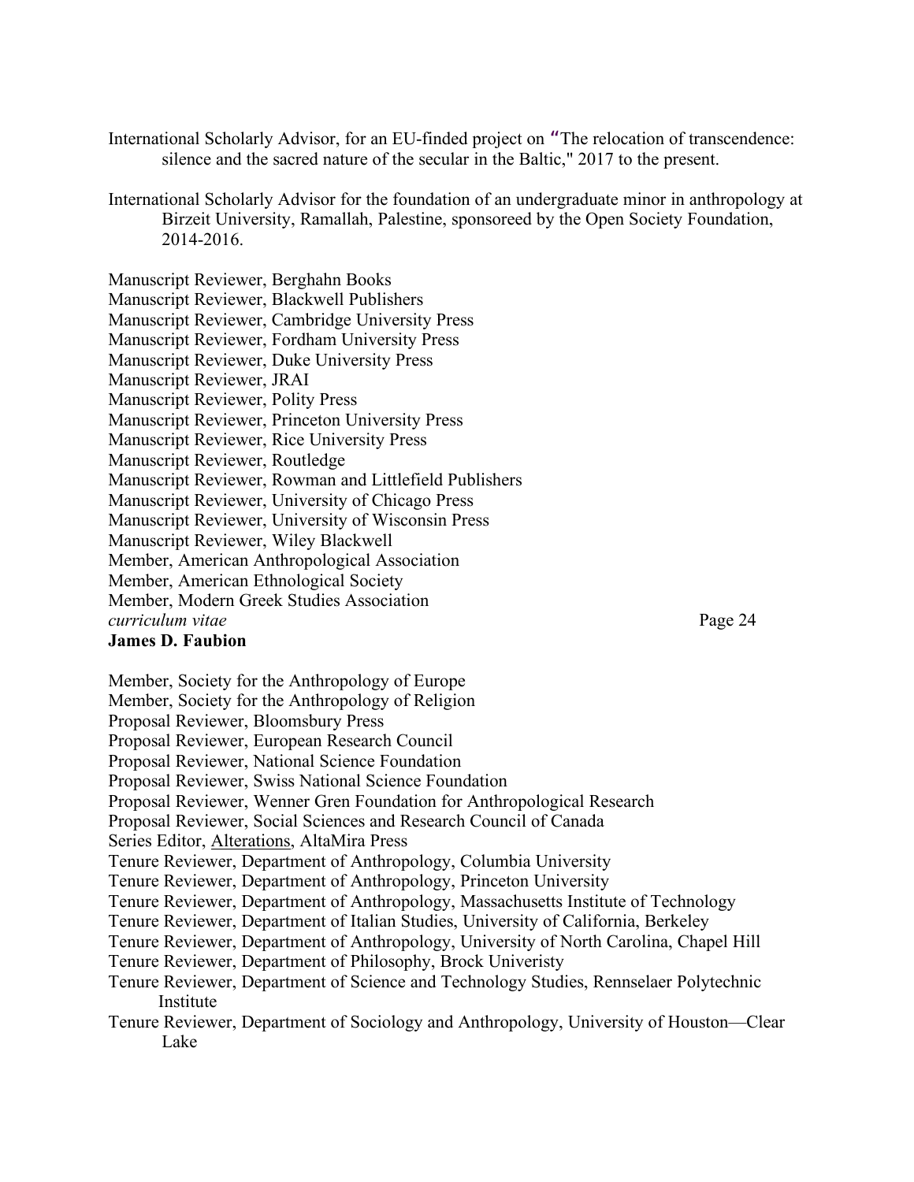International Scholarly Advisor, for an EU-finded project on "The relocation of transcendence: silence and the sacred nature of the secular in the Baltic," 2017 to the present.

International Scholarly Advisor for the foundation of an undergraduate minor in anthropology at Birzeit University, Ramallah, Palestine, sponsoreed by the Open Society Foundation, 2014-2016.

Manuscript Reviewer, Berghahn Books
Manuscript Reviewer, Blackwell Publishers
Manuscript Reviewer, Cambridge University Press
Manuscript Reviewer, Fordham University Press
Manuscript Reviewer, Duke University Press
Manuscript Reviewer, JRAI
Manuscript Reviewer, Polity Press
Manuscript Reviewer, Princeton University Press
Manuscript Reviewer, Rice University Press
Manuscript Reviewer, Routledge
Manuscript Reviewer, Rowman and Littlefield Publishers
Manuscript Reviewer, University of Chicago Press
Manuscript Reviewer, University of Wisconsin Press
Manuscript Reviewer, Wiley Blackwell
Member, American Anthropological Association
Member, American Ethnological Society
Member, Modern Greek Studies Association
Member, Society for the Anthropology of Europe
Member, Society for the Anthropology of Religion
Proposal Reviewer, Bloomsbury Press
Proposal Reviewer, European Research Council
Proposal Reviewer, National Science Foundation
Proposal Reviewer, Swiss National Science Foundation
Proposal Reviewer, Wenner Gren Foundation for Anthropological Research
Proposal Reviewer, Social Sciences and Research Council of Canada
Series Editor, Alterations, AltaMira Press
Tenure Reviewer, Department of Anthropology, Columbia University
Tenure Reviewer, Department of Anthropology, Princeton University
Tenure Reviewer, Department of Anthropology, Massachusetts Institute of Technology
Tenure Reviewer, Department of Italian Studies, University of California, Berkeley
Tenure Reviewer, Department of Anthropology, University of North Carolina, Chapel Hill
Tenure Reviewer, Department of Philosophy, Brock Univeristy
Tenure Reviewer, Department of Science and Technology Studies, Rennselaer Polytechnic Institute
Tenure Reviewer, Department of Sociology and Anthropology, University of Houston—Clear Lake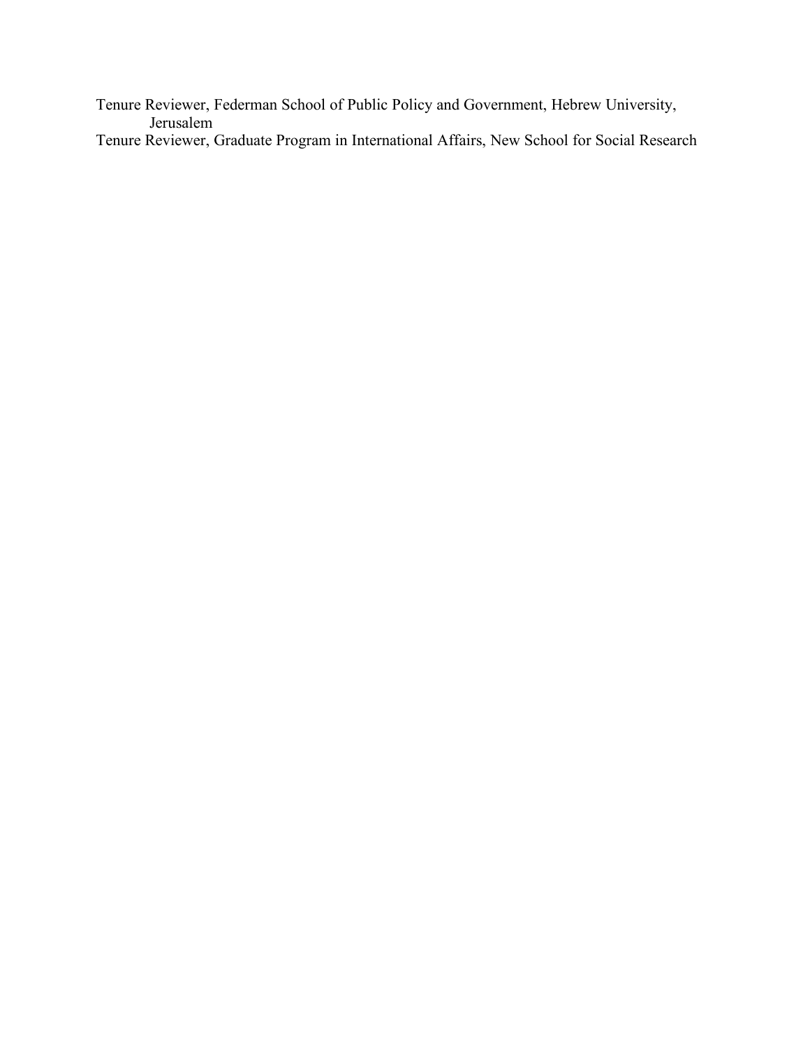Tenure Reviewer, Federman School of Public Policy and Government, Hebrew University, Jerusalem

Tenure Reviewer, Graduate Program in International Affairs, New School for Social Research